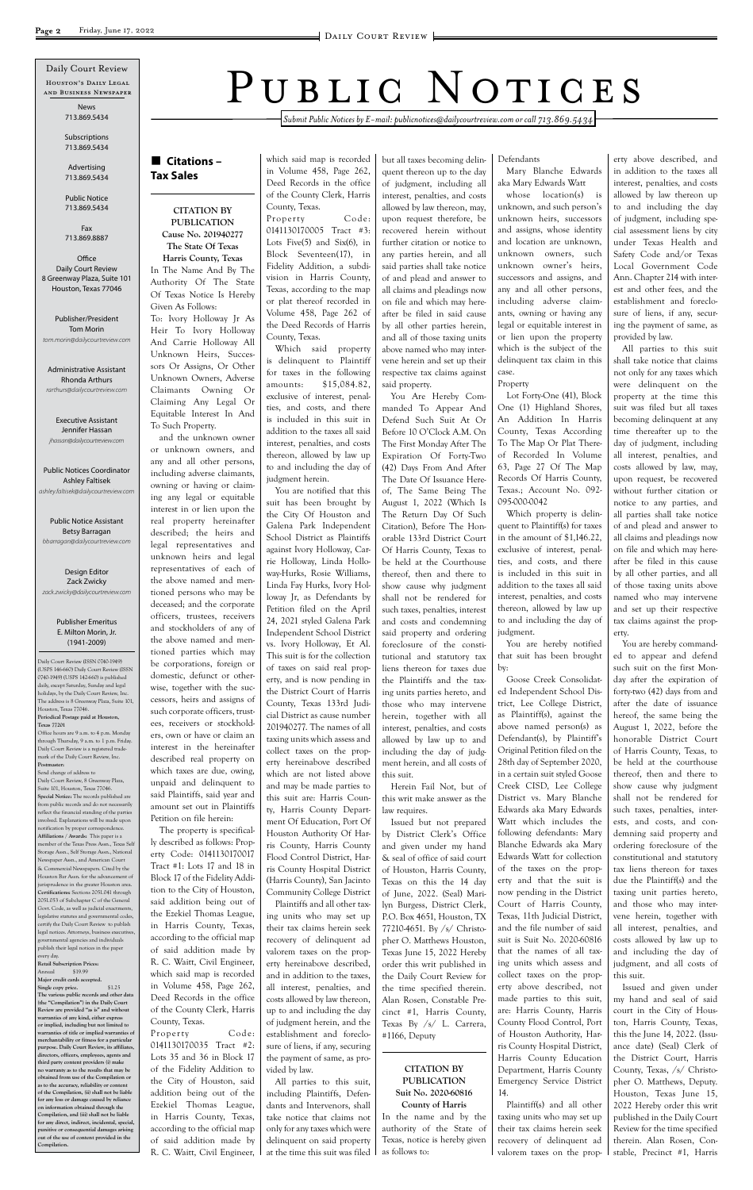# Public Notices

*Submit Public Notices by E-mail: publicnotices@dailycourtreview.com or call 713.869.5434*

Daily Court Review

Houston's Daily Legal and Business Newspaper

News
713.869.5434

Subscriptions
713.869.5434

Advertising
713.869.5434

Public Notice
713.869.5434

Fax
713.869.8887

Office
Daily Court Review
8 Greenway Plaza, Suite 101
Houston, Texas 77046

Publisher/President
Tom Morin
*tom.morin@dailycourtreview.com*

Administrative Assistant
Rhonda Arthurs
*rarthurs@dailycourtreview.com*

Executive Assistant
Jennifer Hassan
*jhassan@dailycourtreview.com*

Public Notices Coordinator
Ashley Faltisek
*ashley.faltisek@dailycourtreview.com*

Public Notices Assistant
Betsy Barragan
*bbarragan@dailycourtreview.com*

Design Editor
Zack Zwicky
*zack.zwicky@dailycourtreview.com*

Publisher Emeritus
E. Milton Morin, Jr.
(1941-2009)

Daily Court Review (ISSN 0740-1949) (USPS 146-660) Daily Court Review (ISSN 0740-1949) (USPS 142-660) is published daily, except Saturday, Sunday and legal holidays, by the Daily Court Review, Inc. The address is 8 Greenway Plaza, Suite 101, Houston, Texas 77046.

**Periodical Postage paid at Houston, Texas 77201**

Office hours are 9 a.m. to 4 p.m. Monday through Thursday, 9 a.m. to 1 p.m. Friday. Daily Court Review is a registered trademark of the Daily Court Review, Inc.

**Postmaster:**
Send change of address to
Daily Court Review, 8 Greenway Plaza, Suite 101, Houston, Texas 77046.

**Special Notice:** The records published are from public records and do not necessarily reflect the financial standing of the parties involved. Explanations will be made upon notification by proper correspondence.

**Affiliations / Awards:** This paper is a member of the Texas Press Assn., Texas Self Storage Assn., Self Storage Assn., National Newspaper Assn., and American Court & Commercial Newspapers. Cited by the Houston Bar Assn. for the advancement of jurisprudence in the greater Houston area.

**Certifications:** Sections 2051.041 through 2051.053 of Subchapter C of the General Govt. Code, as well as judicial enactments, legislative statutes and governmental codes, certify the Daily Court Review to publish legal notices. Attorneys, business executives, governmental agencies and individuals publish their legal notices in the paper every day.

**Retail Subscription Prices:**
Annual $19.99
**Major credit cards accepted.**
**Single copy price.** $1.25

**The various public records and other data (the "Compilation") in the Daily Court Review are provided "as is" and without warranties of any kind, either express or implied, including but not limited to warranties of title or implied warranties of merchantability or fitness for a particular purpose. Daily Court Review, its affiliates, directors, officers, employees, agents and third party content providers (i) make no warranty as to the results that may be obtained from use of the Compilation or as to the accuracy, reliability or content of the Compilation, (ii) shall not be liable for any loss or damage caused by reliance on information obtained through the Compilation, and (iii) shall not be liable for any direct, indirect, incidental, special, punitive or consequential damages arising out of the use of content provided in the Compilation.**

## ■ Citations – Tax Sales

**CITATION BY PUBLICATION**
**Cause No. 201940277**
**The State Of Texas**
**Harris County, Texas**

In The Name And By The Authority Of The State Of Texas Notice Is Hereby Given As Follows:

To: Ivory Holloway Jr As Heir To Ivory Holloway And Carrie Holloway All Unknown Heirs, Successors Or Assigns, Or Other Unknown Owners, Adverse Claimants Owning Or Claiming Any Legal Or Equitable Interest In And To Such Property.

and the unknown owner or unknown owners, and any and all other persons, including adverse claimants, owning or having or claiming any legal or equitable interest in or lien upon the real property hereinafter described; the heirs and legal representatives and unknown heirs and legal representatives of each of the above named and mentioned persons who may be deceased; and the corporate officers, trustees, receivers and stockholders of any of the above named and mentioned parties which may be corporations, foreign or domestic, defunct or otherwise, together with the successors, heirs and assigns of such corporate officers, trustees, receivers or stockholders, own or have or claim an interest in the hereinafter described real property on which taxes are due, owing, unpaid and delinquent to said Plaintiffs, said year and amount set out in Plaintiffs Petition on file herein:

The property is specifically described as follows: Property Code: 0141130170017 Tract #1: Lots 17 and 18 in Block 17 of the Fidelity Addition to the City of Houston, said addition being out of the Ezekiel Thomas League, in Harris County, Texas, according to the official map of said addition made by R. C. Waitt, Civil Engineer, which said map is recorded in Volume 458, Page 262, Deed Records in the office of the County Clerk, Harris County, Texas.

Property Code: 0141130170035 Tract #2: Lots 35 and 36 in Block 17 of the Fidelity Addition to the City of Houston, said addition being out of the Ezekiel Thomas League, in Harris County, Texas, according to the official map of said addition made by R. C. Waitt, Civil Engineer, which said map is recorded in Volume 458, Page 262, Deed Records in the office of the County Clerk, Harris County, Texas.

Property Code: 0141130170005 Tract #3: Lots Five(5) and Six(6), in Block Seventeen(17), in Fidelity Addition, a subdivision in Harris County, Texas, according to the map or plat thereof recorded in Volume 458, Page 262 of the Deed Records of Harris County, Texas.

Which said property is delinquent to Plaintiff for taxes in the following amounts: $15,084.82, exclusive of interest, penalties, and costs, and there is included in this suit in addition to the taxes all said interest, penalties, and costs thereon, allowed by law up to and including the day of judgment herein.

You are notified that this suit has been brought by the City Of Houston and Galena Park Independent School District as Plaintiffs against Ivory Holloway, Carrie Holloway, Linda Holloway-Hurks, Rosie Williams, Linda Fay Hurks, Ivory Holloway Jr, as Defendants by Petition filed on the April 24, 2021 styled Galena Park Independent School District vs. Ivory Holloway, Et Al. This suit is for the collection of taxes on said real property, and is now pending in the District Court of Harris County, Texas 133rd Judicial District as cause number 201940277. The names of all taxing units which assess and collect taxes on the property hereinabove described which are not listed above and may be made parties to this suit are: Harris County, Harris County Department Of Education, Port Of Houston Authority Of Harris County, Harris County Flood Control District, Harris County Hospital District (Harris County), San Jacinto Community College District

Plaintiffs and all other taxing units which may set up their tax claims herein seek recovery of delinquent ad valorem taxes on the property hereinabove described, and in addition to the taxes, all interest, penalties, and costs allowed by law thereon, up to and including the day of judgment herein, and the establishment and foreclosure of liens, if any, securing the payment of same, as provided by law.

All parties to this suit, including Plaintiffs, Defendants and Intervenors, shall take notice that claims not only for any taxes which were delinquent on said property at the time this suit was filed but all taxes becoming delinquent thereon up to the day of judgment, including all interest, penalties, and costs allowed by law thereon, may, upon request therefore, be recovered herein without further citation or notice to any parties herein, and all said parties shall take notice of and plead and answer to all claims and pleadings now on file and which may hereafter be filed in said cause by all other parties herein, and all of those taxing units above named who may intervene herein and set up their respective tax claims against said property.

You Are Hereby Commanded To Appear And Defend Such Suit At Or Before 10 O'Clock A.M. On The First Monday After The Expiration Of Forty-Two (42) Days From And After The Date Of Issuance Hereof, The Same Being The August 1, 2022 (Which Is The Return Day Of Such Citation), Before The Honorable 133rd District Court Of Harris County, Texas to be held at the Courthouse thereof, then and there to show cause why judgment shall not be rendered for such taxes, penalties, interest and costs and condemning said property and ordering foreclosure of the constitutional and statutory tax liens thereon for taxes due the Plaintiffs and the taxing units parties hereto, and those who may intervene herein, together with all interest, penalties, and costs allowed by law up to and including the day of judgment herein, and all costs of this suit.

Herein Fail Not, but of this writ make answer as the law requires.

Issued but not prepared by District Clerk's Office and given under my hand & seal of office of said court of Houston, Harris County, Texas on this the 14 day of June, 2022. (Seal) Marilyn Burgess, District Clerk, P.O. Box 4651, Houston, TX 77210-4651. By /s/ Christopher O. Matthews Houston, Texas June 15, 2022 Hereby order this writ published in the Daily Court Review for the time specified therein. Alan Rosen, Constable Precinct #1, Harris County, Texas By /s/ L. Carrera, #1166, Deputy

**CITATION BY PUBLICATION**
**Suit No. 2020-60816**
**County of Harris**

In the name and by the authority of the State of Texas, notice is hereby given as follows to:

Defendants

Mary Blanche Edwards aka Mary Edwards Watt

whose location(s) is unknown, and such person's unknown heirs, successors and assigns, whose identity and location are unknown, unknown owners, such unknown owner's heirs, successors and assigns, and any and all other persons, including adverse claimants, owning or having any legal or equitable interest in or lien upon the property which is the subject of the delinquent tax claim in this case.

Property

Lot Forty-One (41), Block One (1) Highland Shores, An Addition In Harris County, Texas According To The Map Or Plat Thereof Recorded In Volume 63, Page 27 Of The Map Records Of Harris County, Texas.; Account No. 092-095-000-0042

Which property is delinquent to Plaintiff(s) for taxes in the amount of $1,146.22, exclusive of interest, penalties, and costs, and there is included in this suit in addition to the taxes all said interest, penalties, and costs thereon, allowed by law up to and including the day of judgment.

You are hereby notified that suit has been brought by:

Goose Creek Consolidated Independent School District, Lee College District, as Plaintiff(s), against the above named person(s) as Defendant(s), by Plaintiff's Original Petition filed on the 28th day of September 2020, in a certain suit styled Goose Creek CISD, Lee College District vs. Mary Blanche Edwards aka Mary Edwards Watt which includes the following defendants: Mary Blanche Edwards aka Mary Edwards Watt for collection of the taxes on the property and that the suit is now pending in the District Court of Harris County, Texas, 11th Judicial District, and the file number of said suit is Suit No. 2020-60816 that the names of all taxing units which assess and collect taxes on the property above described, not made parties to this suit, are: Harris County, Harris County Flood Control, Port of Houston Authority, Harris County Hospital District, Harris County Education Department, Harris County Emergency Service District 14.

Plaintiff(s) and all other taxing units who may set up their tax claims herein seek recovery of delinquent ad valorem taxes on the property above described, and in addition to the taxes all interest, penalties, and costs allowed by law thereon up to and including the day of judgment, including special assessment liens by city under Texas Health and Safety Code and/or Texas Local Government Code Ann. Chapter 214 with interest and other fees, and the establishment and foreclosure of liens, if any, securing the payment of same, as provided by law.

All parties to this suit shall take notice that claims not only for any taxes which were delinquent on the property at the time this suit was filed but all taxes becoming delinquent at any time thereafter up to the day of judgment, including all interest, penalties, and costs allowed by law, may, upon request, be recovered without further citation or notice to any parties, and all parties shall take notice of and plead and answer to all claims and pleadings now on file and which may hereafter be filed in this cause by all other parties, and all of those taxing units above named who may intervene and set up their respective tax claims against the property.

You are hereby commanded to appear and defend such suit on the first Monday after the expiration of forty-two (42) days from and after the date of issuance hereof, the same being the August 1, 2022, before the honorable District Court of Harris County, Texas, to be held at the courthouse thereof, then and there to show cause why judgment shall not be rendered for such taxes, penalties, interests, and costs, and condemning said property and ordering foreclosure of the constitutional and statutory tax liens thereon for taxes due the Plaintiff(s) and the taxing unit parties hereto, and those who may intervene herein, together with all interest, penalties, and costs allowed by law up to and including the day of judgment, and all costs of this suit.

Issued and given under my hand and seal of said court in the City of Houston, Harris County, Texas, this the June 14, 2022. (Issuance date) (Seal) Clerk of the District Court, Harris County, Texas, /s/ Christopher O. Matthews, Deputy. Houston, Texas June 15, 2022 Hereby order this writ published in the Daily Court Review for the time specified therein. Alan Rosen, Constable, Precinct #1, Harris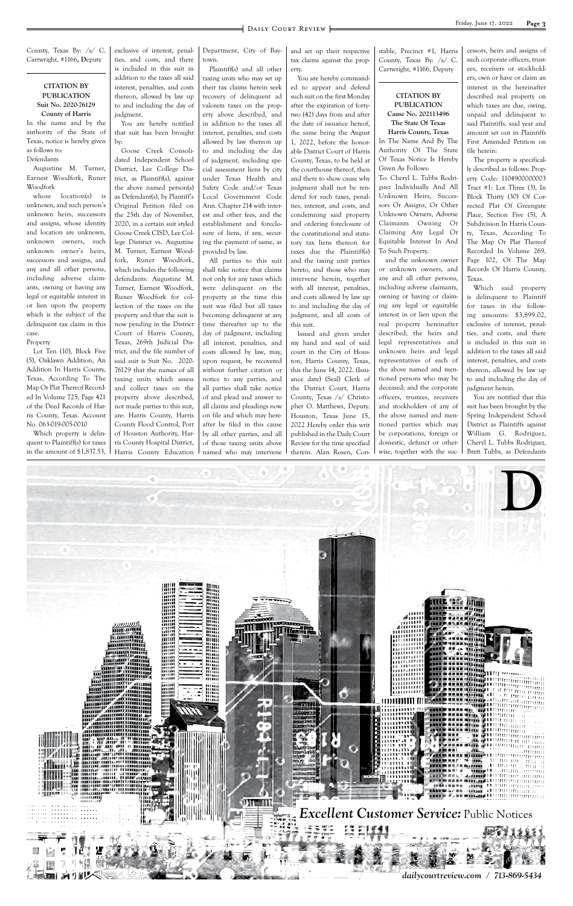County, Texas By: /s/ C. Cartwright, #1166, Deputy

**CITATION BY PUBLICATION**
**Suit No. 2020-76129**
**County of Harris**

In the name and by the authority of the State of Texas, notice is hereby given as follows to:

Defendants

Augustine M. Turner, Earnest Woodfork, Runer Woodfork

whose location(s) is unknown, and such person's unknown heirs, successors and assigns, whose identity and location are unknown, unknown owners, such unknown owner's heirs, successors and assigns, and any and all other persons, including adverse claimants, owning or having any legal or equitable interest in or lien upon the property which is the subject of the delinquent tax claim in this case.

Property

Lot Ten (10), Block Five (5), Oaklawn Addition, An Addition In Harris County, Texas, According To The Map Or Plat Thereof Recorded In Volume 725, Page 421 of the Deed Records of Harris County, Texas. Account No. 063-019-005-0010

Which property is delinquent to Plaintiff(s) for taxes in the amount of $1,837.53, exclusive of interest, penalties, and costs, and there is included in this suit in addition to the taxes all said interest, penalties, and costs thereon, allowed by law up to and including the day of judgment.

You are hereby notified that suit has been brought by:

Goose Creek Consolidated Independent School District, Lee College District, as Plaintiff(s), against the above named person(s) as Defendant(s), by Plantiff's Original Petition filed on the 25th day of November, 2020, in a certain suit styled Goose Creek CISD, Lee College Distsrict vs. Augustine M. Turner, Earnest Woodfork, Runer Woodfork, which includes the following defendants: Augustine M. Turner, Earnest Woodfork, Runer Woodfork for collection of the taxes on the property and that the suit is now pending in the District Court of Harris County, Texas, 269th Judicial District, and the file number of said suit is Suit No. 2020-76129 that the names of all taxing units which assess and collect taxes on the property above described, not made parties to this suit, are: Harris County, Harris County Flood Control, Port of Houston Authority, Harris County Hospital District, Harris County Education Department, City of Baytown.

Plaintiff(s) and all other taxing units who may set up their tax claims herein seek recovery of delinquent ad valorem taxes on the property above described, and in addition to the taxes all interest, penalties, and costs allowed by law thereon up to and including the day of judgment, including special assessment liens by city under Texas Health and Safety Code and/or Texas Local Government Code Ann. Chapter 214 with interest and other fees, and the establishment and foreclosure of liens, if any, securing the payment of same, as provided by law.

All parties to this suit shall take notice that claims not only for any taxes which were delinquent on the property at the time this suit was filed but all taxes becoming delinquent at any time thereafter up to the day of judgment, including all interest, penalties, and costs allowed by law, may, upon request, be recovered without further citation or notice to any parties, and all parties shall take notice of and plead and answer to all claims and pleadings now on file and which may hereafter be filed in this cause by all other parties, and all of those taxing units above named who may intervene and set up their respective tax claims against the property.

You are hereby commanded to appear and defend such suit on the first Monday after the expiration of forty-two (42) days from and after the date of issuance hereof, the same being the August 1, 2022, before the honorable District Court of Harris County, Texas, to be held at the courthouse thereof, then and there to show cause why judgment shall not be rendered for such taxes, penalties, interest, and costs, and condemning said property and ordering foreclosure of the constitutional and statutory tax liens thereon for taxes due the Plaintiff(s) and the taxing unit parties hereto, and those who may intervene herein, together with all interest, penalties, and costs allowed by law up to and including the day of judgment, and all costs of this suit.

Issued and given under my hand and seal of said court in the City of Houston, Harris County, Texas, this the June 14, 2022. (Issuance date) (Seal) Clerk of the District Court, Harris County, Texas /s/ Christopher O. Matthews, Deputy. Houston, Texas June 15, 2022 Hereby order this writ published in the Daily Court Review for the time specified therein. Alan Rosen, Constable, Precinct #1, Harris County, Texas By: /s/ C. Cartwright, #1166, Deputy

**CITATION BY PUBLICATION**
**Cause No. 202113496**
**The State Of Texas**
**Harris County, Texas**

In The Name And By The Authority Of The State Of Texas Notice Is Hereby Given As Follows:

To: Cheryl L. Tubbs Rodriguez Individually And All Unknown Heirs, Successors Or Assigns, Or Other Unknown Owners, Adverse Claimants Owning Or Claiming Any Legal Or Equitable Interest In And To Such Property.

and the unknown owner or unknown owners, and any and all other persons, including adverse claimants, owning or having or claiming any legal or equitable interest in or lien upon the real property hereinafter described; the heirs and legal representatives and unknown heirs and legal representatives of each of the above named and mentioned persons who may be deceased; and the corporate officers, trustees, receivers and stockholders of any of the above named and mentioned parties which may be corporations, foreign or domestic, defunct or otherwise, together with the successors, heirs and assigns of such corporate officers, trustees, receivers or stockholders, own or have or claim an interest in the hereinafter described real property on which taxes are due, owing, unpaid and delinquent to said Plaintiffs, said year and amount set out in Plaintiffs First Amended Petition on file herein:

The property is specifically described as follows: Property Code: 1104900000003 Tract #1: Lot Three (3), In Block Thirty (30) Of Corrected Plat Of Greengate Place, Section Five (5), A Subdivision In Harris County, Texas, According To The Map Or Plat Thereof Recorded In Volume 269, Page 102, Of The Map Records Of Harris County, Texas.

Which said property is delinquent to Plaintiff for taxes in the following amounts: $3,899.02, exclusive of interest, penalties, and costs, and there is included in this suit in addition to the taxes all said interest, penalties, and costs thereon, allowed by law up to and including the day of judgment herein.

You are notified that this suit has been brought by the Spring Independent School District as Plaintiffs against William G. Rodriguez, Cheryl L. Tubbs Rodriguez, Brett Tubbs, as Defendants

*Excellent Customer Service:* Public Notices

*dailycourtreview.com / 713-869-5434*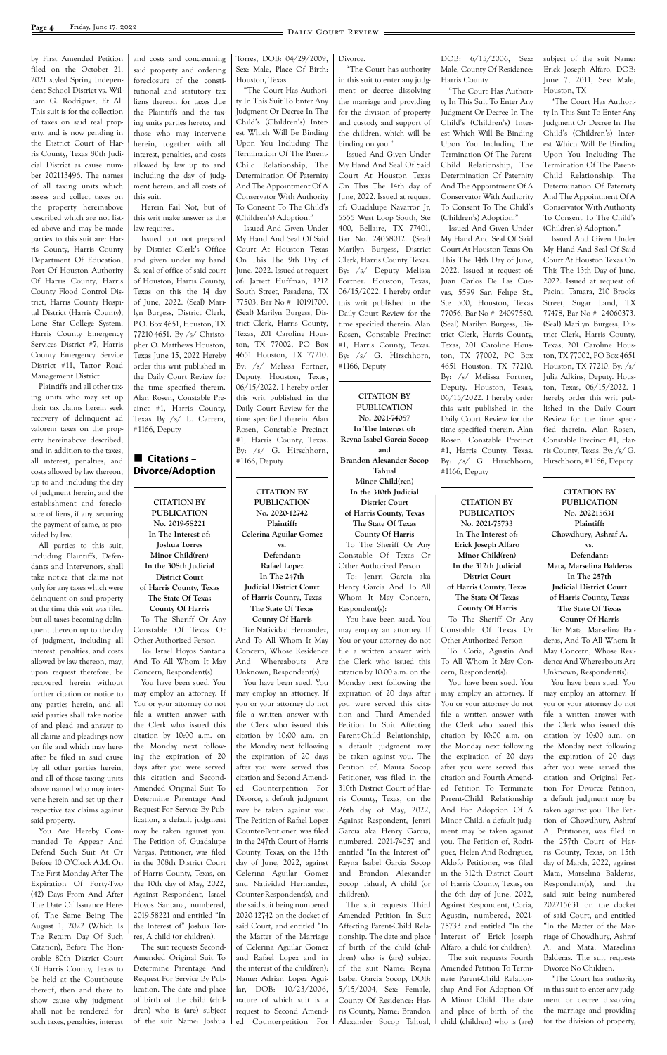by First Amended Petition filed on the October 21, 2021 styled Spring Independent School District vs. William G. Rodriguez, Et Al. This suit is for the collection of taxes on said real property, and is now pending in the District Court of Harris County, Texas 80th Judicial District as cause number 202113496. The names of all taxing units which assess and collect taxes on the property hereinabove described which are not listed above and may be made parties to this suit are: Harris County, Harris County Department Of Education, Port Of Houston Authority Of Harris County, Harris County Flood Control District, Harris County Hospital District (Harris County), Lone Star College System, Harris County Emergency Services District #7, Harris County Emergency Service District #11, Tattor Road Management District

Plaintiffs and all other taxing units who may set up their tax claims herein seek recovery of delinquent ad valorem taxes on the property hereinabove described, and in addition to the taxes, all interest, penalties, and costs allowed by law thereon, up to and including the day of judgment herein, and the establishment and foreclosure of liens, if any, securing the payment of same, as provided by law.

All parties to this suit, including Plaintiffs, Defendants and Intervenors, shall take notice that claims not only for any taxes which were delinquent on said property at the time this suit was filed but all taxes becoming delinquent thereon up to the day of judgment, including all interest, penalties, and costs allowed by law thereon, may, upon request therefore, be recovered herein without further citation or notice to any parties herein, and all said parties shall take notice of and plead and answer to all claims and pleadings now on file and which may hereafter be filed in said cause by all other parties herein, and all of those taxing units above named who may intervene herein and set up their respective tax claims against said property.

You Are Hereby Commanded To Appear And Defend Such Suit At Or Before 10 O'Clock A.M. On The First Monday After The Expiration Of Forty-Two (42) Days From And After The Date Of Issuance Hereof, The Same Being The August 1, 2022 (Which Is The Return Day Of Such Citation), Before The Honorable 80th District Court Of Harris County, Texas to be held at the Courthouse thereof, then and there to show cause why judgment shall not be rendered for such taxes, penalties, interest and costs and condemning said property and ordering foreclosure of the constitutional and statutory tax liens thereon for taxes due the Plaintiffs and the taxing units parties hereto, and those who may intervene herein, together with all interest, penalties, and costs allowed by law up to and including the day of judgment herein, and all costs of this suit.

Herein Fail Not, but of this writ make answer as the law requires.

Issued but not prepared by District Clerk's Office and given under my hand & seal of office of said court of Houston, Harris County, Texas on this the 14 day of June, 2022. (Seal) Marilyn Burgess, District Clerk, P.O. Box 4651, Houston, TX 77210-4651. By /s/ Christopher O. Matthews Houston, Texas June 15, 2022 Hereby order this writ published in the Daily Court Review for the time specified therein. Alan Rosen, Constable Precinct #1, Harris County, Texas By /s/ L. Carrera, #1166, Deputy

## Citations – Divorce/Adoption

**CITATION BY PUBLICATION**
**No. 2019-58221**
**In The Interest of:**
**Joshua Torres**
**Minor Child(ren)**
**In the 308th Judicial District Court**
**of Harris County, Texas**
**The State Of Texas**
**County Of Harris**

To The Sheriff Or Any Constable Of Texas Or Other Authorized Person

To: Israel Hoyos Santana And To All Whom It May Concern, Respondent(s)

You have been sued. You may employ an attorney. If You or your attorney do not file a written answer with the Clerk who issued this citation by 10:00 a.m. on the Monday next following the expiration of 20 days after you were served this citation and Second-Amended Original Suit To Determine Parentage And Request For Service By Publication, a default judgment may be taken against you. The Petition of, Guadalupe Vargas, Petitioner, was filed in the 308th District Court of Harris County, Texas, on the 10th day of May, 2022, Against Respondent, Israel Hoyos Santana, numbered, 2019-58221 and entitled "In the Interest of" Joshua Torres, A child (or children).

The suit requests Second-Amended Original Suit To Determine Parentage And Request For Service By Publication. The date and place of birth of the child (children) who is (are) subject of the suit Name: Joshua Torres, DOB: 04/29/2009, Sex: Male, Place Of Birth: Houston, Texas.

"The Court Has Authority In This Suit To Enter Any Judgment Or Decree In The Child's (Children's) Interest Which Will Be Binding Upon You Including The Termination Of The Parent-Child Relationship, The Determination Of Paternity And The Appointment Of A Conservator With Authority To Consent To The Child's (Children's) Adoption."

Issued And Given Under My Hand And Seal Of Said Court At Houston Texas On This The 9th Day Of June, 2022. Issued at request of: Jarrett Huffman, 1212 South Street, Pasadena, TX 77503, Bar No # 10191700. (Seal) Marilyn Burgess, District Clerk, Harris County, Texas, 201 Caroline Houston, TX 77002, PO Box 4651 Houston, TX 77210. By: /s/ Melissa Fortner, Deputy. Houston, Texas, 06/15/2022. I hereby order this writ published in the Daily Court Review for the time specified therein. Alan Rosen, Constable Precinct #1, Harris County, Texas. By: /s/ G. Hirschhorn, #1166, Deputy

**CITATION BY PUBLICATION**
**No. 2020-12742**
**Plaintiff:**
**Celerina Aguilar Gomez**
**vs.**
**Defendant:**
**Rafael Lopez**
**In The 247th Judicial District Court**
**of Harris County, Texas**
**The State Of Texas**
**County Of Harris**

To: Natividad Hernandez, And To All Whom It May Concern, Whose Residence And Whereabouts Are Unknown, Respondent(s):

You have been sued. You may employ an attorney. If you or your attorney do not file a written answer with the Clerk who issued this citation by 10:00 a.m. on the Monday next following the expiration of 20 days after you were served this citation and Second Amended Counterpetition For Divorce, a default judgment may be taken against you. The Petition of Rafael Lopez Counter-Petitioner, was filed in the 247th Court of Harris County, Texas, on the 13th day of June, 2022, against Celerina Aguilar Gomez and Natividad Hernandez, Counter-Respondent(s), and the said suit being numbered 2020-12742 on the docket of said Court, and entitled "In the Matter of the Marriage of Celerina Aguilar Gomez and Rafael Lopez and in the interest of the child(ren): Name: Adrian Lopez Aguilar, DOB: 10/23/2006, nature of which suit is a request to Second Amended Counterpetition For Divorce.

"The Court has authority in this suit to enter any judgment or decree dissolving the marriage and providing for the division of property and custody and support of the children, which will be binding on you."

Issued And Given Under My Hand And Seal Of Said Court At Houston Texas On This The 14th day of June, 2022. Issued at request of: Guadalupe Navarror Jr, 5555 West Loop South, Ste 400, Bellaire, TX 77401, Bar No. 24058012. (Seal) Marilyn Burgess, District Clerk, Harris County, Texas. By: /s/ Deputy Melissa Fortner. Houston, Texas, 06/15/2022. I hereby order this writ published in the Daily Court Review for the time specified therein. Alan Rosen, Constable Precinct #1, Harris County, Texas. By: /s/ G. Hirschhorn, #1166, Deputy

**CITATION BY PUBLICATION**
**No. 2021-74057**
**In The Interest of:**
**Reyna Isabel Garcia Socop and Brandon Alexander Socop Tahual**
**Minor Child(ren)**
**In the 310th Judicial District Court**
**of Harris County, Texas**
**The State Of Texas**
**County Of Harris**

To The Sheriff Or Any Constable Of Texas Or Other Authorized Person

To: Jenrri Garcia aka Henry Garcia And To All Whom It May Concern, Respondent(s):

You have been sued. You may employ an attorney. If You or your attorney do not file a written answer with the Clerk who issued this citation by 10:00 a.m. on the Monday next following the expiration of 20 days after you were served this citation and Third Amended Petition In Suit Affecting Parent-Child Relationship, a default judgment may be taken against you. The Petition of, Maura Socop Petitioner, was filed in the 310th District Court of Harris County, Texas, on the 26th day of May, 2022, Against Respondent, Jenrri Garcia aka Henry Garcia, numbered, 2021-74057 and entitled "In the Interest of" Reyna Isabel Garcia Socop and Brandon Alexander Socop Tahual, A child (or children).

The suit requests Third Amended Petition In Suit Affecting Parent-Child Relationship. The date and place of birth of the child (children) who is (are) subject of the suit Name: Reyna Isabel Garcia Socop, DOB: 5/15/2004, Sex: Female, County Of Residence: Harris County, Name: Brandon Alexander Socop Tahual, DOB: 6/15/2006, Sex: Male, County Of Residence: Harris County

"The Court Has Authority In This Suit To Enter Any Judgment Or Decree In The Child's (Children's) Interest Which Will Be Binding Upon You Including The Termination Of The Parent-Child Relationship, The Determination Of Paternity And The Appointment Of A Conservator With Authority To Consent To The Child's (Children's) Adoption."

Issued And Given Under My Hand And Seal Of Said Court At Houston Texas On This The 14th Day of June, 2022. Issued at request of: Juan Carlos De Las Cuevas, 5599 San Felipe St., Ste 300, Houston, Texas 77056, Bar No # 24097580. (Seal) Marilyn Burgess, District Clerk, Harris County, Texas, 201 Caroline Houston, TX 77002, PO Box 4651 Houston, TX 77210. By: /s/ Melissa Fortner, Deputy. Houston, Texas, 06/15/2022. I hereby order this writ published in the Daily Court Review for the time specified therein. Alan Rosen, Constable Precinct #1, Harris County, Texas. By: /s/ G. Hirschhorn, #1166, Deputy

**CITATION BY PUBLICATION**
**No. 2021-75733**
**In The Interest of:**
**Erick Joseph Alfaro**
**Minor Child(ren)**
**In the 312th Judicial District Court**
**of Harris County, Texas**
**The State Of Texas**
**County Of Harris**

To The Sheriff Or Any Constable Of Texas Or Other Authorized Person

To: Coria, Agustin And To All Whom It May Concern, Respondent(s):

You have been sued. You may employ an attorney. If You or your attorney do not file a written answer with the Clerk who issued this citation by 10:00 a.m. on the Monday next following the expiration of 20 days after you were served this citation and Fourth Amended Petition To Terminate Parent-Child Relationship And For Adoption Of A Minor Child, a default judgment may be taken against you. The Petition of, Rodriguez, Helen And Rodriguez, Aldofo Petitioner, was filed in the 312th District Court of Harris County, Texas, on the 6th day of June, 2022, Against Respondent, Coria, Agustin, numbered, 2021-75733 and entitled "In the Interest of" Erick Joseph Alfaro, a child (or children).

The suit requests Fourth Amended Petition To Terminate Parent-Child Relationship And For Adoption Of A Minor Child. The date and place of birth of the child (children) who is (are) subject of the suit Name: Erick Joseph Alfaro, DOB: June 7, 2011, Sex: Male, Houston, TX

"The Court Has Authority In This Suit To Enter Any Judgment Or Decree In The Child's (Children's) Interest Which Will Be Binding Upon You Including The Termination Of The Parent-Child Relationship, The Determination Of Paternity And The Appointment Of A Conservator With Authority To Consent To The Child's (Children's) Adoption."

Issued And Given Under My Hand And Seal Of Said Court At Houston Texas On This The 13th Day of June, 2022. Issued at request of: Pacini, Tamara, 210 Brooks Street, Sugar Land, TX 77478, Bar No # 24060373. (Seal) Marilyn Burgess, District Clerk, Harris County, Texas, 201 Caroline Houston, TX 77002, PO Box 4651 Houston, TX 77210. By: /s/ Julia Adkins, Deputy. Houston, Texas, 06/15/2022. I hereby order this writ published in the Daily Court Review for the time specified therein. Alan Rosen, Constable Precinct #1, Harris County, Texas. By: /s/ G. Hirschhorn, #1166, Deputy

**CITATION BY PUBLICATION**
**No. 202215631**
**Plaintiff:**
**Chowdhury, Ashraf A.**
**vs.**
**Defendant:**
**Mata, Marselina Balderas**
**In The 257th Judicial District Court**
**of Harris County, Texas**
**The State Of Texas**
**County Of Harris**

To: Mata, Marselina Balderas, And To All Whom It May Concern, Whose Residence And Whereabouts Are Unknown, Respondent(s):

You have been sued. You may employ an attorney. If you or your attorney do not file a written answer with the Clerk who issued this citation by 10:00 a.m. on the Monday next following the expiration of 20 days after you were served this citation and Original Petition For Divorce Petition, a default judgment may be taken against you. The Petition of Chowdhury, Ashraf A., Petitioner, was filed in the 257th Court of Harris County, Texas, on 15th day of March, 2022, against Mata, Marselina Balderas, Respondent(s), and the said suit being numbered 202215631 on the docket of said Court, and entitled "In the Matter of the Marriage of Chowdhury, Ashraf A. and Mata, Marselina Balderas. The suit requests Divorce No Children.

"The Court has authority in this suit to enter any judgment or decree dissolving the marriage and providing for the division of property,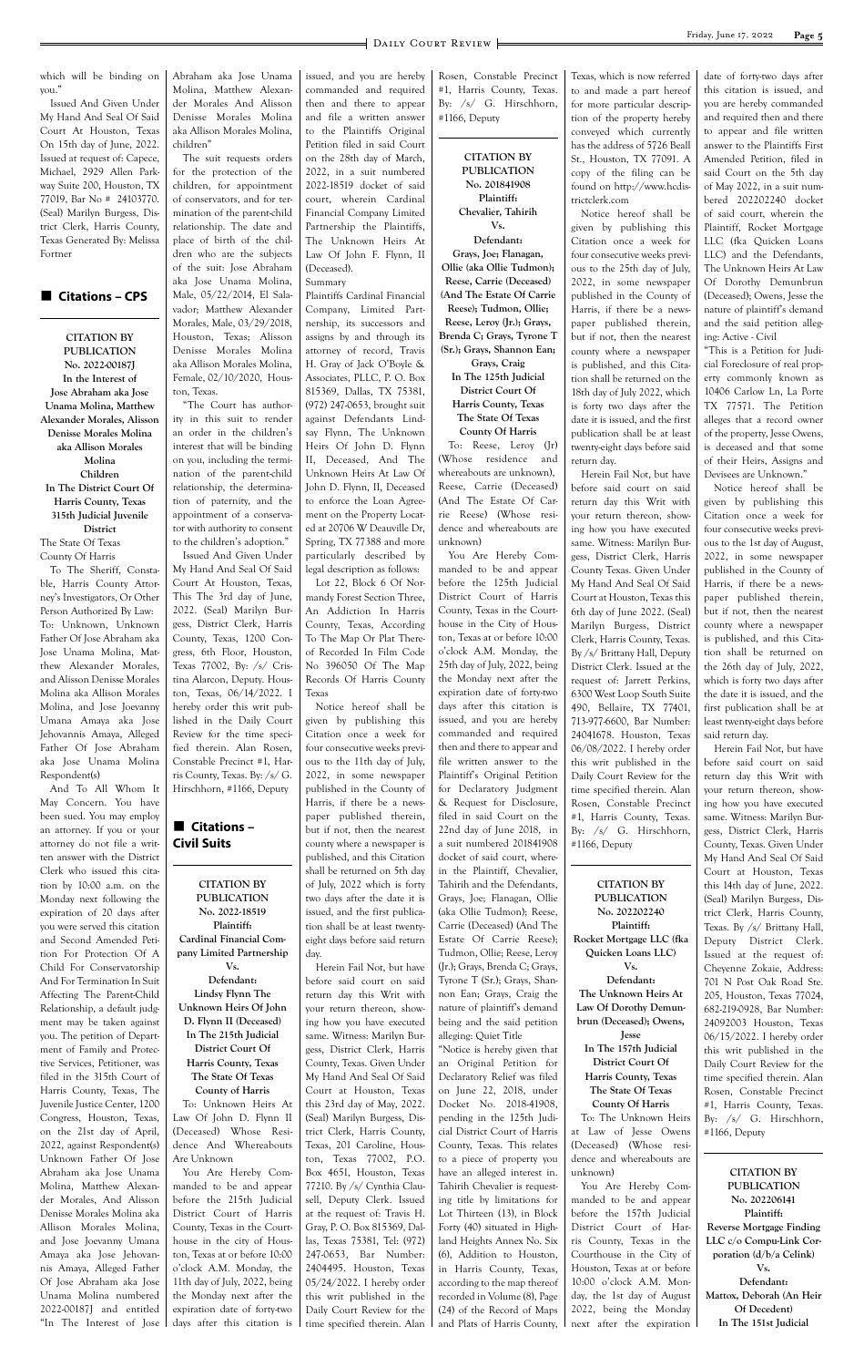which will be binding on you."

Issued And Given Under My Hand And Seal Of Said Court At Houston, Texas On 15th day of June, 2022. Issued at request of: Capece, Michael, 2929 Allen Parkway Suite 200, Houston, TX 77019, Bar No # 24103770. (Seal) Marilyn Burgess, District Clerk, Harris County, Texas Generated By: Melissa Fortner

## ■ Citations – CPS

**CITATION BY PUBLICATION**
**No. 2022-00187J**
**In the Interest of Jose Abraham aka Jose Unama Molina, Matthew Alexander Morales, Alisson Denisse Morales Molina aka Allison Morales Molina**
**Children**
**In The District Court Of Harris County, Texas 315th Judicial Juvenile District**

The State Of Texas
County Of Harris

To The Sheriff, Constable, Harris County Attorney's Investigators, Or Other Person Authorized By Law: To: Unknown, Unknown Father Of Jose Abraham aka Jose Unama Molina, Matthew Alexander Morales, and Alisson Denisse Morales Molina aka Allison Morales Molina, and Jose Joevanny Umana Amaya aka Jose Jehovannis Amaya, Alleged Father Of Jose Abraham aka Jose Unama Molina Respondent(s)

And To All Whom It May Concern. You have been sued. You may employ an attorney. If you or your attorney do not file a written answer with the District Clerk who issued this citation by 10:00 a.m. on the Monday next following the expiration of 20 days after you were served this citation and Second Amended Petition For Protection Of A Child For Conservatorship And For Termination In Suit Affecting The Parent-Child Relationship, a default judgment may be taken against you. The petition of Department of Family and Protective Services, Petitioner, was filed in the 315th Court of Harris County, Texas, The Juvenile Justice Center, 1200 Congress, Houston, Texas, on the 21st day of April, 2022, against Respondent(s) Unknown Father Of Jose Abraham aka Jose Unama Molina, Matthew Alexander Morales, And Alisson Denisse Morales Molina aka Allison Morales Molina, and Jose Joevanny Umana Amaya aka Jose Jehovannis Amaya, Alleged Father Of Jose Abraham aka Jose Unama Molina numbered 2022-00187J and entitled "In The Interest of Jose Abraham aka Jose Unama Molina, Matthew Alexander Morales And Alisson Denisse Morales Molina aka Allison Morales Molina, children"

The suit requests orders for the protection of the children, for appointment of conservators, and for termination of the parent-child relationship. The date and place of birth of the children who are the subjects of the suit: Jose Abraham aka Jose Unama Molina, Male, 05/22/2014, El Salavador; Matthew Alexander Morales, Male, 03/29/2018, Houston, Texas; Alisson Denisse Morales Molina aka Allison Morales Molina, Female, 02/10/2020, Houston, Texas.

"The Court has authority in this suit to render an order in the children's interest that will be binding on you, including the termination of the parent-child relationship, the determination of paternity, and the appointment of a conservator with authority to consent to the children's adoption."

Issued And Given Under My Hand And Seal Of Said Court At Houston, Texas, This The 3rd day of June, 2022. (Seal) Marilyn Burgess, District Clerk, Harris County, Texas, 1200 Congress, 6th Floor, Houston, Texas 77002, By: /s/ Cristina Alarcon, Deputy. Houston, Texas, 06/14/2022. I hereby order this writ published in the Daily Court Review for the time specified therein. Alan Rosen, Constable Precinct #1, Harris County, Texas. By: /s/ G. Hirschhorn, #1166, Deputy

## ■ Citations – Civil Suits

**CITATION BY PUBLICATION**
**No. 2022-18519**
**Plaintiff:**
**Cardinal Financial Company Limited Partnership**
**Vs.**
**Defendant:**
**Lindsy Flynn The Unknown Heirs Of John D. Flynn II (Deceased)**
**In The 215th Judicial District Court Of Harris County, Texas**
**The State Of Texas**
**County of Harris**

To: Unknown Heirs At Law Of John D. Flynn II (Deceased) Whose Residence And Whereabouts Are Unknown

You Are Hereby Commanded to be and appear before the 215th Judicial District Court of Harris County, Texas in the Courthouse in the city of Houston, Texas at or before 10:00 o'clock A.M. Monday, the 11th day of July, 2022, being the Monday next after the expiration date of forty-two days after this citation is issued, and you are hereby commanded and required then and there to appear and file a written answer to the Plaintiffs Original Petition filed in said Court on the 28th day of March, 2022, in a suit numbered 2022-18519 docket of said court, wherein Cardinal Financial Company Limited Partnership the Plaintiffs, The Unknown Heirs At Law Of John F. Flynn, II (Deceased).

Summary

Plaintiffs Cardinal Financial Company, Limited Partnership, its successors and assigns by and through its attorney of record, Travis H. Gray of Jack O'Boyle & Associates, PLLC, P. O. Box 815369, Dallas, TX 75381, (972) 247-0653, brought suit against Defendants Lindsay Flynn, The Unknown Heirs Of John D. Flynn II, Deceased, And The Unknown Heirs At Law Of John D. Flynn, II, Deceased to enforce the Loan Agreement on the Property Located at 20706 W Deauville Dr, Spring, TX 77388 and more particularly described by legal description as follows:

Lot 22, Block 6 Of Normandy Forest Section Three, An Addiction In Harris County, Texas, According To The Map Or Plat Thereof Recorded In Film Code No 396050 Of The Map Records Of Harris County Texas

Notice hereof shall be given by publishing this Citation once a week for four consecutive weeks previous to the 11th day of July, 2022, in some newspaper published in the County of Harris, if there be a newspaper published therein, but if not, then the nearest county where a newspaper is published, and this Citation shall be returned on 5th day of July, 2022 which is forty two days after the date it is issued, and the first publication shall be at least twenty-eight days before said return day.

Herein Fail Not, but have before said court on said return day this Writ with your return thereon, showing how you have executed same. Witness: Marilyn Burgess, District Clerk, Harris County, Texas. Given Under My Hand And Seal Of Said Court at Houston, Texas this 23rd day of May, 2022. (Seal) Marilyn Burgess, District Clerk, Harris County, Texas, 201 Caroline, Houston, Texas 77002, P.O. Box 4651, Houston, Texas 77210. By /s/ Cynthia Clausell, Deputy Clerk. Issued at request of: Travis H. Gray, P. O. Box 815369, Dallas, Texas 75381, Tel: (972) 247-0653, Bar Number: 2404495. Houston, Texas 05/24/2022. I hereby order this writ published in the Daily Court Review for the time specified therein. Alan Rosen, Constable Precinct #1, Harris County, Texas. By: /s/ G. Hirschhorn, #1166, Deputy

**CITATION BY PUBLICATION**
**No. 201841908**
**Plaintiff:**
**Chevalier, Tahirih**
**Vs.**
**Defendant:**
**Grays, Joe; Flanagan, Ollie (aka Ollie Tudmon); Reese, Carrie (Deceased) (And The Estate Of Carrie Reese); Tudmon, Ollie; Reese, Leroy (Jr.); Grays, Brenda C; Grays, Tyrone T (Sr.); Grays, Shannon Ean; Grays, Craig**
**In The 125th Judicial District Court Of Harris County, Texas**
**The State Of Texas**
**County Of Harris**

To: Reese, Leroy (Jr) (Whose residence and whereabouts are unknown), Reese, Carrie (Deceased) (And The Estate Of Carrie Reese) (Whose residence and whereabouts are unknown)

You Are Hereby Commanded to be and appear before the 125th Judicial District Court of Harris County, Texas in the Courthouse in the City of Houston, Texas at or before 10:00 o'clock A.M. Monday, the 25th day of July, 2022, being the Monday next after the expiration date of forty-two days after this citation is issued, and you are hereby commanded and required then and there to appear and file written answer to the Plaintiff's Original Petition for Declaratory Judgment & Request for Disclosure, filed in said Court on the 22nd day of June 2018, in a suit numbered 201841908 docket of said court, wherein the Plaintiff, Chevalier, Tahirih and the Defendants, Grays, Joe; Flanagan, Ollie (aka Ollie Tudmon); Reese, Carrie (Deceased) (And The Estate Of Carrie Reese); Tudmon, Ollie; Reese, Leroy (Jr.); Grays, Brenda C; Grays, Tyrone T (Sr.); Grays, Shannon Ean; Grays, Craig the nature of plaintiff's demand being and the said petition alleging: Quiet Title

"Notice is hereby given that an Original Petition for Declaratory Relief was filed on June 22, 2018, under Docket No. 2018-41908, pending in the 125th Judicial District Court of Harris County, Texas. This relates to a piece of property you have an alleged interest in. Tahirih Chevalier is requesting title by limitations for Lot Thirteen (13), in Block Forty (40) situated in Highland Heights Annex No. Six (6), Addition to Houston, in Harris County, Texas, according to the map thereof recorded in Volume (8), Page (24) of the Record of Maps and Plats of Harris County, Texas, which is now referred to and made a part hereof for more particular description of the property hereby conveyed which currently has the address of 5726 Beall St., Houston, TX 77091. A copy of the filing can be found on http://www.hcdistrictclerk.com

Notice hereof shall be given by publishing this Citation once a week for four consecutive weeks previous to the 25th day of July, 2022, in some newspaper published in the County of Harris, if there be a newspaper published therein, but if not, then the nearest county where a newspaper is published, and this Citation shall be returned on the 18th day of July 2022, which is forty two days after the date it is issued, and the first publication shall be at least twenty-eight days before said return day.

Herein Fail Not, but have before said court on said return day this Writ with your return thereon, showing how you have executed same. Witness: Marilyn Burgess, District Clerk, Harris County Texas. Given Under My Hand And Seal Of Said Court at Houston, Texas this 6th day of June 2022. (Seal) Marilyn Burgess, District Clerk, Harris County, Texas. By /s/ Brittany Hall, Deputy District Clerk. Issued at the request of: Jarrett Perkins, 6300 West Loop South Suite 490, Bellaire, TX 77401, 713-977-6600, Bar Number: 24041678. Houston, Texas 06/08/2022. I hereby order this writ published in the Daily Court Review for the time specified therein. Alan Rosen, Constable Precinct #1, Harris County, Texas. By: /s/ G. Hirschhorn, #1166, Deputy

**CITATION BY PUBLICATION**
**No. 202202240**
**Plaintiff:**
**Rocket Mortgage LLC (fka Quicken Loans LLC)**
**Vs.**
**Defendant:**
**The Unknown Heirs At Law Of Dorothy Demunbrun (Deceased); Owens, Jesse**
**In The 157th Judicial District Court Of Harris County, Texas**
**The State Of Texas**
**County Of Harris**

To: The Unknown Heirs at Law of Jesse Owens (Deceased) (Whose residence and whereabouts are unknown)

You Are Hereby Commanded to be and appear before the 157th Judicial District Court of Harris County, Texas in the Courthouse in the City of Houston, Texas at or before 10:00 o'clock A.M. Monday, the 1st day of August 2022, being the Monday next after the expiration date of forty-two days after this citation is issued, and you are hereby commanded and required then and there to appear and file written answer to the Plaintiffs First Amended Petition, filed in said Court on the 5th day of May 2022, in a suit numbered 202202240 docket of said court, wherein the Plaintiff, Rocket Mortgage LLC (fka Quicken Loans LLC) and the Defendants, The Unknown Heirs At Law Of Dorothy Demunbrun (Deceased); Owens, Jesse the nature of plaintiff's demand and the said petition alleging: Active - Civil

"This is a Petition for Judicial Foreclosure of real property commonly known as 10406 Carlow Ln, La Porte TX 77571. The Petition alleges that a record owner of the property, Jesse Owens, is deceased and that some of their Heirs, Assigns and Devisees are Unknown."

Notice hereof shall be given by publishing this Citation once a week for four consecutive weeks previous to the 1st day of August, 2022, in some newspaper published in the County of Harris, if there be a newspaper published therein, but if not, then the nearest county where a newspaper is published, and this Citation shall be returned on the 26th day of July, 2022, which is forty two days after the date it is issued, and the first publication shall be at least twenty-eight days before said return day.

Herein Fail Not, but have before said court on said return day this Writ with your return thereon, showing how you have executed same. Witness: Marilyn Burgess, District Clerk, Harris County, Texas. Given Under My Hand And Seal Of Said Court at Houston, Texas this 14th day of June, 2022. (Seal) Marilyn Burgess, District Clerk, Harris County, Texas. By /s/ Brittany Hall, Deputy District Clerk. Issued at the request of: Cheyenne Zokaie, Address: 701 N Post Oak Road Ste. 205, Houston, Texas 77024, 682-219-0928, Bar Number: 24092003 Houston, Texas 06/15/2022. I hereby order this writ published in the Daily Court Review for the time specified therein. Alan Rosen, Constable Precinct #1, Harris County, Texas. By: /s/ G. Hirschhorn, #1166, Deputy

**CITATION BY PUBLICATION**
**No. 202206141**
**Plaintiff:**
**Reverse Mortgage Finding LLC c/o Compu-Link Corporation (d/b/a Celink)**
**Vs.**
**Defendant:**
**Mattox, Deborah (An Heir Of Decedent)**
**In The 151st Judicial**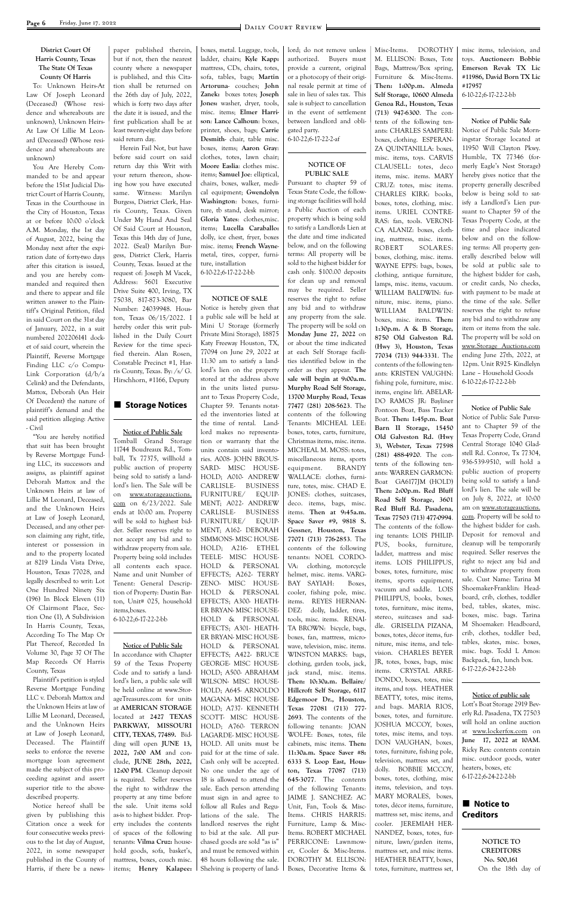**District Court Of Harris County, Texas The State Of Texas County Of Harris**

To: Unknown Heirs-At Law Of Joseph Leonard (Deceased) (Whose residence and whereabouts are unknown), Unknown Heirs-At Law Of Lillie M Leonard (Deceased) (Whose residence and whereabouts are unknown)

You Are Hereby Commanded to be and appear before the 151st Judicial District Court of Harris County, Texas in the Courthouse in the City of Houston, Texas at or before 10:00 o'clock A.M. Monday, the 1st day of August, 2022, being the Monday next after the expiration date of forty-two days after this citation is issued, and you are hereby commanded and required then and there to appear and file written answer to the Plaintiff's Original Petition, filed in said Court on the 31st day of January, 2022, in a suit numbered 202206141 docket of said court, wherein the Plaintiff, Reverse Mortgage Funding LLC c/o Compu-Link Corporation (d/b/a Celink) and the Defendants, Mattox, Deborah (An Heir Of Decedent) the nature of plaintiff's demand and the said petition alleging: Active - Civil

"You are hereby notified that suit has been brought by Reverse Mortgage Funding LLC, its successors and assigns, as plaintiff against Deborah Mattox and the Unknown Heirs at law of Lillie M Leonard, Deceased, and the Unknown Heirs at Law of Joseph Leonard, Deceased, and any other person claiming any right, title, interest or possession in and to the property located at 8219 Linda Vista Drive, Houston, Texas 77028, and legally described to writ: Lot One Hundred Ninety Six (196) In Block Eleven (11) Of Clairmont Place, Section One (1), A Subdivision In Harris County, Texas, According To The Map Or Plat Thereof, Recorded In Volume 30, Page 37 Of The Map Records Of Harris County, Texas

Plaintiff's petition is styled Reverse Mortgage Funding LLC v. Deborah Mattox and the Unknown Heirs at law of Lillie M Leonard, Deceased, and the Unknown Heirs at Law of Joseph Leonard, Deceased. The Plaintiff seeks to enforce the reverse mortgage loan agreement made the subject of this proceeding against and assert superior title to the above-described property.

Notice hereof shall be given by publishing this Citation once a week for four consecutive weeks previous to the 1st day of August, 2022, in some newspaper published in the County of Harris, if there be a newspaper published therein, but if not, then the nearest county where a newspaper is published, and this Citation shall be returned on the 26th day of July, 2022, which is forty two days after the date it is issued, and the first publication shall be at least twenty-eight days before said return day.

Herein Fail Not, but have before said court on said return day this Writ with your return thereon, showing how you have executed same. Witness: Marilyn Burgess, District Clerk, Harris County, Texas. Given Under My Hand And Seal Of Said Court at Houston, Texas this 14th day of June, 2022. (Seal) Marilyn Burgess, District Clerk, Harris County, Texas. Issued at the request of: Joseph M Vacek, Address: 5601 Executive Drive Suite 400, Irving, TX 75038, 817-873-3080, Bar Number: 24039948. Houston, Texas 06/15/2022. I hereby order this writ published in the Daily Court Review for the time specified therein. Alan Rosen, Constable Precinct #1, Harris County, Texas. By: /s/ G. Hirschhorn, #1166, Deputy

## Storage Notices

**Notice of Public Sale**

Tomball Grand Storage 11744 Boudreaux Rd., Tomball, Tx 77375, willhold a public auction of property being sold to satisfy a landlord's lien. The Sale will be on www.storageauctions.com on 6/23/2022. Sale ends at 10:00 am. Property will be sold to highest bidder. Seller reserves right to not accept any bid and to withdraw property from sale. Property being sold includes all contents each space. Name and unit Number of Tenant: General Description of Property: Dustin Barton, Unit# 025, household items,boxes.

6-10-22;6-17-22-2-bb

**Notice of Public Sale**

In accordance with Chapter 59 of the Texas Property Code and to satisfy a landlord's lien, a public sale will be held online at www.StorageTreasures.com for units at **AMERICAN STORAGE** located at **2427 TEXAS PARKWAY, MISSOURI CITY, TEXAS, 77489.** Bidding will open **JUNE 13, 2022, 7:00 AM** and conclude, **JUNE 28th, 2022, 12:00 PM**. Cleanup deposit is required. Seller reserves the right to withdraw the property at any time before the sale. Unit items sold as-is to highest bidder. Property includes the contents of spaces of the following tenants: **Vilma Cruz:** household goods, sofa, basket's, mattress, boxes, couch misc. items; **Henry Kalapee:** boxes, metal. Luggage, tools, ladder, chairs; **Kyle Kapp:** mattress, CDs, chairs, totes, sofa, tables, bags; **Martin Artoruna**- couches; **John Zanek:** boxes totes; **Joseph Jones:** washer, dryer, tools, misc. items; **Elmer Harrison**: **Lance Calhoun**: boxes, printer, shoes, bags; **Carrie Desmith**- chair, table misc. boxes, items; **Aaron Gray**: clothes, totes, lawn chair; **Moore Easlia**: clothes misc. items; **Samuel Joe**: elliptical, chairs, boxes, walker, medical equipment; **Gwendolyn Washington**: boxes, furniture, tb stand, desk mirror; **Gloria Yates**: clothes,misc. items; **Lucella Caraballo:** dolly, ice chest, fryer, boxes misc. items; **French Wayne**-metal, tires, copper, furniture, installation

6-10-22;6-17-22-2-bb

**NOTICE OF SALE**

Notice is hereby given that a public sale will be held at Mini U Storage (formerly Private Mini Storage), 18875 Katy Freeway Houston, TX, 77094 on June 29, 2022 at 11:30 am to satisfy a landlord's lien on the property stored at the address above in the units listed pursuant to Texas Property Code, Chapter 59. Items notated the inventories listed at the time of rental. Landlord makes no representation or warranty that the units contain said inventories. A008- JOHN BROUSSARD- MISC HOUSEHOLD; A010- ANDREW CARLISLE- BUSINESS FURNITURE/ EQUIPMENT; A022- ANDREW CARLISLE- BUSINESS FURNITURE/ EQUIPMENT; A162- DEBORAH SIMMONS- MISC HOUSEHOLD; A216- ETHEL TEELE- MISC HOUSEHOLD & PERSONAL EFFECTS; A262- TERRY ZENO- MISC HOUSEHOLD & PERSONAL EFFECTS; A300- HEATHER BRYAN- MISC HOUSEHOLD & PERSONAL EFFECTS; A301- HEATHER BRYAN- MISC HOUSEHOLD & PERSONAL EFFECTS; A422- BRUCE GEORGE- MISC HOUSEHOLD; A500- ABRAHAM WILSON- MISC HOUSEHOLD; A645- ARNOLDO MAGANA- MISC HOUSEHOLD; A737- KENNETH SCOTT- MISC HOUSEHOLD; A760- TERRON LAGARDE- MISC HOUSEHOLD. All units must be paid for at the time of sale. Cash only will be accepted. No one under the age of 18 is allowed to attend the sale. Each person attending must sign in and agree to follow all Rules and Regulations of the sale. The landlord reserves the right to bid at the sale. All purchased goods are sold "as is" and must be removed within 48 hours following the sale. Shelving is property of landlord; do not remove unless authorized. Buyers must provide a current, original or a photocopy of their original resale permit at time of sale in lieu of sales tax. This sale is subject to cancellation in the event of settlement between landlord and obligated party.

6-10-22;6-17-22-2-af

**NOTICE OF PUBLIC SALE**

Pursuant to chapter 59 of Texas State Code, the following storage facilities will hold a Public Auction of each property which is being sold to satisfy a Landlords Lien at the date and time indicated below, and on the following terms: All property will be sold to the highest bidder for cash only. $100.00 deposits for clean up and removal may be required. Seller reserves the right to refuse any bid and to withdraw any property from the sale. The property will be sold on **Monday June 27, 2022** on or about the time indicated at each Self Storage facilities identified below in the order as they appear. **The sale will begin at 9:00a.m. Murphy Road Self Storage, 13700 Murphy Road, Texas 77477 (281) 208-5623**. The contents of the following Tenants: MICHEAL LEE: boxes, totes, carts, furniture, Christmas items, misc. items. MICHEAL M. MOSS: totes, miscellaneous items, sports equipment. BRANDY WALLACE: clothes, furniture, totes, misc. CHAD E. JONES: clothes, suitcases, deco. items, bags, misc. items. **Then at 9:45a.m. Space Saver #9, 9818 S. Gessner, Houston, Texas 77071 (713) 776-2853**. The contents of the following tenants: NOEL CORDOVA: clothing, motorcycle helmet, misc. items. VARGBAY SAYIAH: Boxes, cooler, fishing pole, misc. items. REYES HERNANDEZ: dolly, ladder, tires, tools, misc. items. RENAITA BROWN: bicycle, bags, boxes, fan, mattress, microwave, television, misc. items. WINSTON MARKS: bags, clothing, garden tools, jack, jack stand, misc. items. **Then: 10:30a.m. Bellaire/ Hillcroft Self Storage, 6117 Edgemoor Dr., Houston, Texas 77081 (713) 777-2693**. The contents of the following tenants: JOAN WOLFE: Boxes, totes, file cabinets, misc items. **Then: 11:30a.m. Space Saver #8: 6333 S. Loop East, Houston, Texas 77087 (713) 645-3077**. The contents of the following Tenants: JAIME J. SANCHEZ: AC Unit, Fan, Tools & Misc-Items. CHRIS HARRIS: Furniture, Lamp & Misc-Items. ROBERT MICHAEL PERRICONE: Lawnmower, Cooler & Misc-Items. DOROTHY M. ELLISON: Boxes, Decorative Items & Misc-Items. DOROTHY M. ELLISON: Boxes, Tote Bags, Mattress/Box spring, Furniture & Misc-Items. **Then: 1:00p.m. Almeda Self Storage, 10600 Almeda Genoa Rd., Houston, Texas (713) 947-6300**. The contents of the following tenants: CHARLES SAMPERI: boxes, clothing. ESPERANZA QUINTANILLA: boxes, misc. items, toys. CARVIS CLAUSELL: totes, deco items, misc. items. MARY CRUZ: totes, misc items. CHARLES KIRK: books, boxes, totes, clothing, misc. items. URIEL CONTRERAS: fan, tools. VERONICA ALANIZ: boxes, clothing, mattress, misc. items. ROBERT SOLARES: boxes, clothing, misc. items. WAYNE EPPS: bags, boxes, clothing, antique furniture, lamps, misc. items, vacuum. WILLIAM BALDWIN: furniture, misc. items, piano. WILLIAM BALDWIN: boxes, misc. items. **Then: 1:30p.m. A & B Storage, 8750 Old Galveston Rd. (Hwy 3), Houston, Texas 77034 (713) 944-3331**. The contents of the following tenants: KRISTEN VAUGHN: fishing pole, furniture, misc. items, engine lift. ABELARDO RAMOS JR: Bayliner Pontoon Boat, Bass Tracker Boat. **Then: 1:45p.m. Boat Barn II Storage, 15450 Old Galveston Rd. (Hwy 3), Webster, Texas 77598 (281) 488-4920**. The contents of the following tenants: WARREN GARMON: Boat GA6177JM (HOLD) **Then: 2:00p.m. Red Bluff Road Self Storage, 3601 Red Bluff Rd. Pasadena, Texas 77503 (713) 477-0994**. The contents of the following tenants: LOIS PHILIPPUS, books, furniture, ladder, mattress and misc items. LOIS PHILIPPUS, boxes, totes, furniture, misc items, sports equipment, vacuum and saddle. LOIS PHILIPPUS, books, boxes, totes, furniture, misc items, stereo, suitcases and saddle. GRISELDA PIZANA, boxes, totes, décor items, furniture, misc items, and television. CHARLES BEYER JR, totes, boxes, bags, misc items. CRYSTAL ARREDONDO, boxes, totes, misc items, and toys. HEATHER BEATTY, totes, misc items, and bags. MARIA RIOS, boxes, totes, and furniture. JOSHUA MCCOY, boxes, totes, misc items, and toys. DON VAUGHAN, boxes, totes, furniture, fishing pole, television, mattress set, and dolly. BOBBIE MCCOY, boxes, totes, clothing, misc items, television, and toys. MARY MORALES, boxes, totes, décor items, furniture, mattress set, misc items, and cooler. JEREMIAH HERNANDEZ, boxes, totes, furniture, lawn/garden items, mattress set, and misc items. HEATHER BEATTY, boxes, totes, furniture, mattress set, misc items, television, and toys. **Auctioneer: Bobbie Emerson Revak TX Lic #11986, David Born TX Lic #17957**

6-10-22;6-17-22-2-bb

**Notice of Public Sale**

Notice of Public Sale Morningstar Storage located at 11950 Will Clayton Pkwy. Humble, TX 77346 (formerly Eagle's Nest Storage) hereby gives notice that the property generally described below is being sold to satisfy a Landlord's Lien pursuant to Chapter 59 of the Texas Property Code, at the time and place indicated below and on the following terms: All property generally described below will be sold at public sale to the highest bidder for cash, or credit cards, No checks, with payment to be made at the time of the sale. Seller reserves the right to refuse any bid and to withdraw any item or items from the sale. The property will be sold on www.Storage Auctions.com ending June 27th, 2022, at 12pm. Unit R925- Kindlelyn Lane – Household Goods

6-10-22;6-17-22-2-bb

**Notice of Public Sale**

Notice of Public Sale Pursuant to Chapter 59 of the Texas Property Code, Grand Central Storage 1040 Gladstell Rd. Conroe, Tx 77304, 936-539-9510, will hold a public auction of property being sold to satisfy a landlord's lien. The sale will be on July 8, 2022, at 10:00 am on www.storageauctions.com. Property will be sold to the highest bidder for cash. Deposit for removal and cleanup will be temporarily required. Seller reserves the right to reject any bid and to withdraw property from sale. Cust Name: Tarina M Shoemaker-Franklin: Headboard, crib, clothes, toddler bed, tables, skates, misc. boxes, misc. bags. Tarina M Shoemaker: Headboard, crib, clothes, toddler bed, tables, skates, misc. boxes, misc. bags. Todd L Amos: Backpack, fan, lunch box.

6-17-22;6-24-22-2-bb

**Notice of public sale**

Lott's Boat Storage 2919 Beverly Rd. Pasadena, TX 77503 will hold an online auction at www.lockerfox.com on **June 17, 2022 at 10AM**. Ricky Rex: contents contain misc. outdoor goods, water heaters, boxes, etc

6-17-22;6-24-22-2-bb

## Notice to Creditors

**NOTICE TO CREDITORS No. 500,161**

On the 18th day of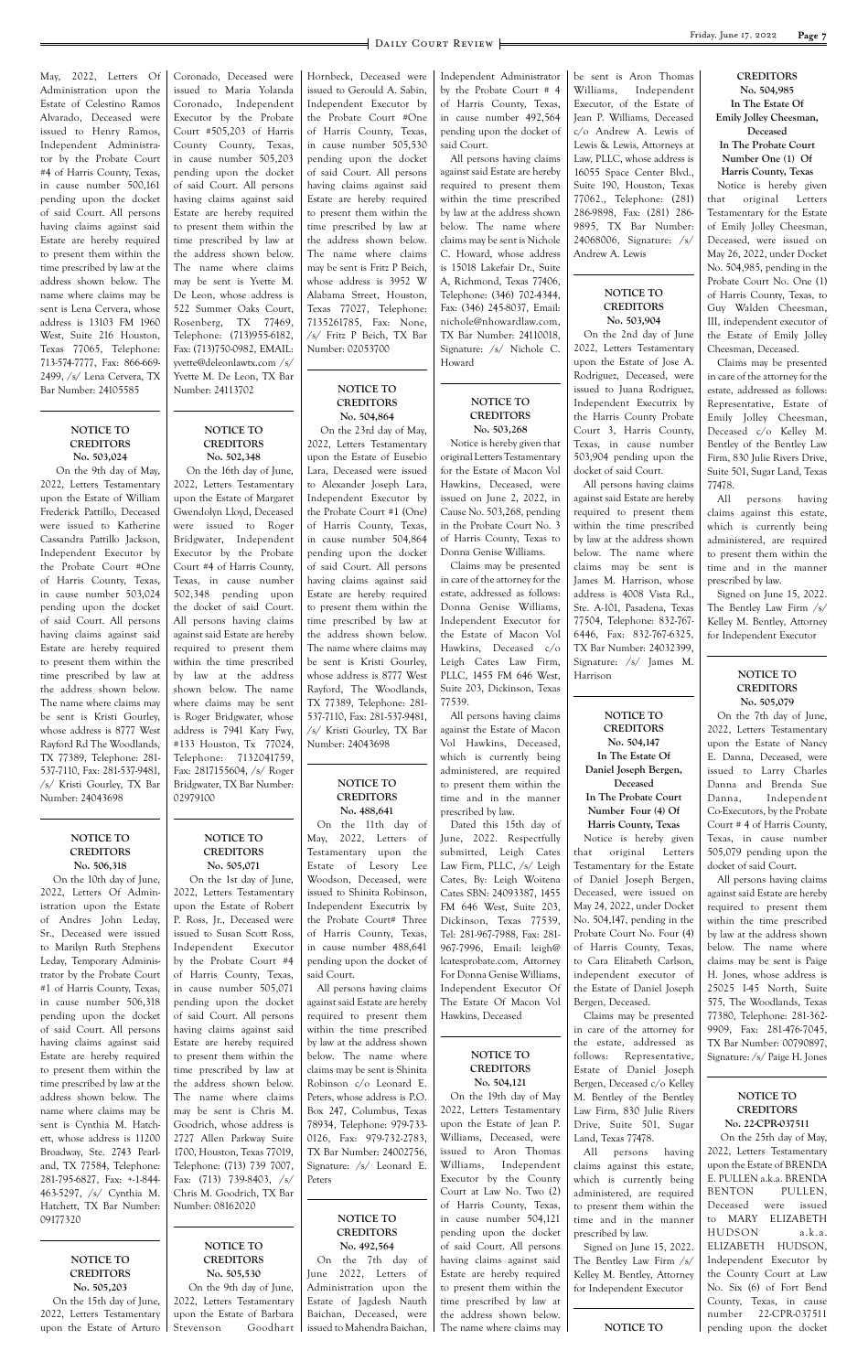May, 2022, Letters Of Administration upon the Estate of Celestino Ramos Alvarado, Deceased were issued to Henry Ramos, Independent Administrator by the Probate Court #4 of Harris County, Texas, in cause number 500,161 pending upon the docket of said Court. All persons having claims against said Estate are hereby required to present them within the time prescribed by law at the address shown below. The name where claims may be sent is Lena Cervera, whose address is 13103 FM 1960 West, Suite 216 Houston, Texas 77065, Telephone: 713-574-7777, Fax: 866-669-2499, /s/ Lena Cervera, TX Bar Number: 24105585

**NOTICE TO CREDITORS**
**No. 503,024**

On the 9th day of May, 2022, Letters Testamentary upon the Estate of William Frederick Pattillo, Deceased were issued to Katherine Cassandra Pattillo Jackson, Independent Executor by the Probate Court #One of Harris County, Texas, in cause number 503,024 pending upon the docket of said Court. All persons having claims against said Estate are hereby required to present them within the time prescribed by law at the address shown below. The name where claims may be sent is Kristi Gourley, whose address is 8777 West Rayford Rd The Woodlands, TX 77389, Telephone: 281-537-7110, Fax: 281-537-9481, /s/ Kristi Gourley, TX Bar Number: 24043698

**NOTICE TO CREDITORS**
**No. 506,318**

On the 10th day of June, 2022, Letters Of Administration upon the Estate of Andres John Leday, Sr., Deceased were issued to Marilyn Ruth Stephens Leday, Temporary Administrator by the Probate Court #1 of Harris County, Texas, in cause number 506,318 pending upon the docket of said Court. All persons having claims against said Estate are hereby required to present them within the time prescribed by law at the address shown below. The name where claims may be sent is Cynthia M. Hatchett, whose address is 11200 Broadway, Ste. 2743 Pearland, TX 77584, Telephone: 281-795-6827, Fax: +-1-844-463-5297, /s/ Cynthia M. Hatchett, TX Bar Number: 09177320

**NOTICE TO CREDITORS**
**No. 505,203**

On the 15th day of June, 2022, Letters Testamentary upon the Estate of Arturo Coronado, Deceased were issued to Maria Yolanda Coronado, Independent Executor by the Probate Court #505,203 of Harris County County, Texas, in cause number 505,203 pending upon the docket of said Court. All persons having claims against said Estate are hereby required to present them within the time prescribed by law at the address shown below. The name where claims may be sent is Yvette M. De Leon, whose address is 522 Summer Oaks Court, Rosenberg, TX 77469, Telephone: (713)955-6182, Fax: (713)750-0982, EMAIL: yvette@deleonlawtx.com /s/ Yvette M. De Leon, TX Bar Number: 24113702

**NOTICE TO CREDITORS**
**No. 502,348**

On the 16th day of June, 2022, Letters Testamentary upon the Estate of Margaret Gwendolyn Lloyd, Deceased were issued to Roger Bridgwater, Independent Executor by the Probate Court #4 of Harris County, Texas, in cause number 502,348 pending upon the docket of said Court. All persons having claims against said Estate are hereby required to present them within the time prescribed by law at the address shown below. The name where claims may be sent is Roger Bridgwater, whose address is 7941 Katy Fwy, #133 Houston, Tx 77024, Telephone: 7132041759, Fax: 2817155604, /s/ Roger Bridgwater, TX Bar Number: 02979100

**NOTICE TO CREDITORS**
**No. 505,071**

On the 1st day of June, 2022, Letters Testamentary upon the Estate of Robert P. Ross, Jr., Deceased were issued to Susan Scott Ross, Independent Executor by the Probate Court #4 of Harris County, Texas, in cause number 505,071 pending upon the docket of said Court. All persons having claims against said Estate are hereby required to present them within the time prescribed by law at the address shown below. The name where claims may be sent is Chris M. Goodrich, whose address is 2727 Allen Parkway Suite 1700, Houston, Texas 77019, Telephone: (713) 739 7007, Fax: (713) 739-8403, /s/ Chris M. Goodrich, TX Bar Number: 08162020

**NOTICE TO CREDITORS**
**No. 505,530**

On the 9th day of June, 2022, Letters Testamentary upon the Estate of Barbara Stevenson Goodhart Hornbeck, Deceased were issued to Gerould A. Sabin, Independent Executor by the Probate Court #One of Harris County, Texas, in cause number 505,530 pending upon the docket of said Court. All persons having claims against said Estate are hereby required to present them within the time prescribed by law at the address shown below. The name where claims may be sent is Fritz P Beich, whose address is 3952 W Alabama Street, Houston, Texas 77027, Telephone: 7135261785, Fax: None, /s/ Fritz P Beich, TX Bar Number: 02053700

**NOTICE TO CREDITORS**
**No. 504,864**

On the 23rd day of May, 2022, Letters Testamentary upon the Estate of Eusebio Lara, Deceased were issued to Alexander Joseph Lara, Independent Executor by the Probate Court #1 (One) of Harris County, Texas, in cause number 504,864 pending upon the docket of said Court. All persons having claims against said Estate are hereby required to present them within the time prescribed by law at the address shown below. The name where claims may be sent is Kristi Gourley, whose address is 8777 West Rayford, The Woodlands, TX 77389, Telephone: 281-537-7110, Fax: 281-537-9481, /s/ Kristi Gourley, TX Bar Number: 24043698

**NOTICE TO CREDITORS**
**No. 488,641**

On the 11th day of May, 2022, Letters of Testamentary upon the Estate of Lesory Lee Woodson, Deceased, were issued to Shinita Robinson, Independent Executrix by the Probate Court# Three of Harris County, Texas, in cause number 488,641 pending upon the docket of said Court.

All persons having claims against said Estate are hereby required to present them within the time prescribed by law at the address shown below. The name where claims may be sent is Shinita Robinson c/o Leonard E. Peters, whose address is P.O. Box 247, Columbus, Texas 78934, Telephone: 979-733-0126, Fax: 979-732-2783, TX Bar Number: 24002756, Signature: /s/ Leonard E. Peters

**NOTICE TO CREDITORS**
**No. 492,564**

On the 7th day of June 2022, Letters of Administration upon the Estate of Jagdesh Nauth Baichan, Deceased, were issued to Mahendra Baichan, Independent Administrator by the Probate Court # 4 of Harris County, Texas, in cause number 492,564 pending upon the docket of said Court.

All persons having claims against said Estate are hereby required to present them within the time prescribed by law at the address shown below. The name where claims may be sent is Nichole C. Howard, whose address is 15018 Lakefair Dr., Suite A, Richmond, Texas 77406, Telephone: (346) 702-4344, Fax: (346) 245-8037, Email: nichole@nhowardlaw.com, TX Bar Number: 24110018, Signature: /s/ Nichole C. Howard

**NOTICE TO CREDITORS**
**No. 503,268**

Notice is hereby given that original Letters Testamentary for the Estate of Macon Vol Hawkins, Deceased, were issued on June 2, 2022, in Cause No. 503,268, pending in the Probate Court No. 3 of Harris County, Texas to Donna Genise Williams.

Claims may be presented in care of the attorney for the estate, addressed as follows: Donna Genise Williams, Independent Executor for the Estate of Macon Vol Hawkins, Deceased c/o Leigh Cates Law Firm, PLLC, 1455 FM 646 West, Suite 203, Dickinson, Texas 77539.

All persons having claims against the Estate of Macon Vol Hawkins, Deceased, which is currently being administered, are required to present them within the time and in the manner prescribed by law.

Dated this 15th day of June, 2022. Respectfully submitted, Leigh Cates Law Firm, PLLC, /s/ Leigh Cates, By: Leigh Woitena Cates SBN: 24093387, 1455 FM 646 West, Suite 203, Dickinson, Texas 77539, Tel: 281-967-7988, Fax: 281-967-7996, Email: leigh@lcatesprobate.com, Attorney For Donna Genise Williams, Independent Executor Of The Estate Of Macon Vol Hawkins, Deceased

**NOTICE TO CREDITORS**
**No. 504,121**

On the 19th day of May 2022, Letters Testamentary upon the Estate of Jean P. Williams, Deceased, were issued to Aron Thomas Williams, Independent Executor by the County Court at Law No. Two (2) of Harris County, Texas, in cause number 504,121 pending upon the docket of said Court. All persons having claims against said Estate are hereby required to present them within the time prescribed by law at the address shown below. The name where claims may be sent is Aron Thomas Williams, Independent Executor, of the Estate of Jean P. Williams, Deceased c/o Andrew A. Lewis of Lewis & Lewis, Attorneys at Law, PLLC, whose address is 16055 Space Center Blvd., Suite 190, Houston, Texas 77062., Telephone: (281) 286-9898, Fax: (281) 286-9895, TX Bar Number: 24068006, Signature: /s/ Andrew A. Lewis

**NOTICE TO CREDITORS**
**No. 503,904**

On the 2nd day of June 2022, Letters Testamentary upon the Estate of Jose A. Rodriguez, Deceased, were issued to Juana Rodriguez, Independent Executrix by the Harris County Probate Court 3, Harris County, Texas, in cause number 503,904 pending upon the docket of said Court.

All persons having claims against said Estate are hereby required to present them within the time prescribed by law at the address shown below. The name where claims may be sent is James M. Harrison, whose address is 4008 Vista Rd., Ste. A-101, Pasadena, Texas 77504, Telephone: 832-767-6446, Fax: 832-767-6325, TX Bar Number: 24032399, Signature: /s/ James M. Harrison

**NOTICE TO CREDITORS**
**No. 504,147**
**In The Estate Of Daniel Joseph Bergen, Deceased**
**In The Probate Court Number Four (4) Of Harris County, Texas**

Notice is hereby given that original Letters Testamentary for the Estate of Daniel Joseph Bergen, Deceased, were issued on May 24, 2022, under Docket No. 504,147, pending in the Probate Court No. Four (4) of Harris County, Texas, to Cara Elizabeth Carlson, independent executor of the Estate of Daniel Joseph Bergen, Deceased.

Claims may be presented in care of the attorney for the estate, addressed as follows: Representative, Estate of Daniel Joseph Bergen, Deceased c/o Kelley M. Bentley of the Bentley Law Firm, 830 Julie Rivers Drive, Suite 501, Sugar Land, Texas 77478.

All persons having claims against this estate, which is currently being administered, are required to present them within the time and in the manner prescribed by law.

Signed on June 15, 2022. The Bentley Law Firm /s/ Kelley M. Bentley, Attorney for Independent Executor

**NOTICE TO CREDITORS**
**No. 504,985**
**In The Estate Of Emily Jolley Cheesman, Deceased**
**In The Probate Court Number One (1) Of Harris County, Texas**

Notice is hereby given that original Letters Testamentary for the Estate of Emily Jolley Cheesman, Deceased, were issued on May 26, 2022, under Docket No. 504,985, pending in the Probate Court No. One (1) of Harris County, Texas, to Guy Walden Cheesman, III, independent executor of the Estate of Emily Jolley Cheesman, Deceased.

Claims may be presented in care of the attorney for the estate, addressed as follows: Representative, Estate of Emily Jolley Cheesman, Deceased c/o Kelley M. Bentley of the Bentley Law Firm, 830 Julie Rivers Drive, Suite 501, Sugar Land, Texas 77478.

All persons having claims against this estate, which is currently being administered, are required to present them within the time and in the manner prescribed by law.

Signed on June 15, 2022. The Bentley Law Firm /s/ Kelley M. Bentley, Attorney for Independent Executor

**NOTICE TO CREDITORS**
**No. 505,079**

On the 7th day of June, 2022, Letters Testamentary upon the Estate of Nancy E. Danna, Deceased, were issued to Larry Charles Danna and Brenda Sue Danna, Independent Co-Executors, by the Probate Court # 4 of Harris County, Texas, in cause number 505,079 pending upon the docket of said Court.

All persons having claims against said Estate are hereby required to present them within the time prescribed by law at the address shown below. The name where claims may be sent is Paige H. Jones, whose address is 25025 I-45 North, Suite 575, The Woodlands, Texas 77380, Telephone: 281-362-9909, Fax: 281-476-7045, TX Bar Number: 00790897, Signature: /s/ Paige H. Jones

**NOTICE TO CREDITORS**
**No. 22-CPR-037511**

On the 25th day of May, 2022, Letters Testamentary upon the Estate of BRENDA E. PULLEN a.k.a. BRENDA BENTON PULLEN, Deceased were issued to MARY ELIZABETH HUDSON a.k.a. ELIZABETH HUDSON, Independent Executor by the County Court at Law No. Six (6) of Fort Bend County, Texas, in cause number 22-CPR-037511 pending upon the docket

**NOTICE TO**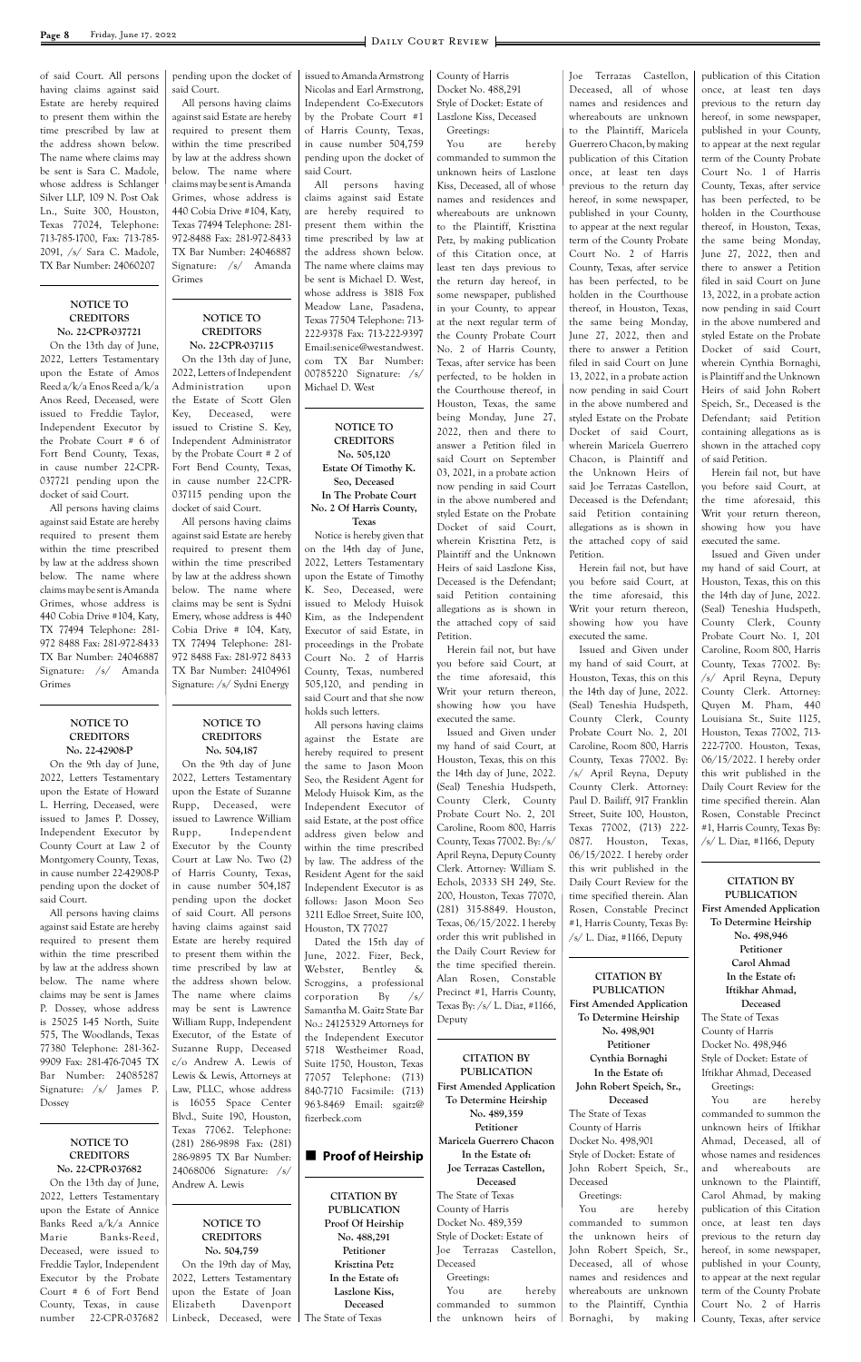of said Court. All persons having claims against said Estate are hereby required to present them within the time prescribed by law at the address shown below. The name where claims may be sent is Sara C. Madole, whose address is Schlanger Silver LLP, 109 N. Post Oak Ln., Suite 300, Houston, Texas 77024, Telephone: 713-785-1700, Fax: 713-785-2091, /s/ Sara C. Madole, TX Bar Number: 24060207

**NOTICE TO CREDITORS**
**No. 22-CPR-037721**

On the 13th day of June, 2022, Letters Testamentary upon the Estate of Amos Reed a/k/a Enos Reed a/k/a Anos Reed, Deceased, were issued to Freddie Taylor, Independent Executor by the Probate Court # 6 of Fort Bend County, Texas, in cause number 22-CPR-037721 pending upon the docket of said Court.

All persons having claims against said Estate are hereby required to present them within the time prescribed by law at the address shown below. The name where claims may be sent is Amanda Grimes, whose address is 440 Cobia Drive #104, Katy, TX 77494 Telephone: 281-972 8488 Fax: 281-972-8433 TX Bar Number: 24046887 Signature: /s/ Amanda Grimes

**NOTICE TO CREDITORS**
**No. 22-42908-P**

On the 9th day of June, 2022, Letters Testamentary upon the Estate of Howard L. Herring, Deceased, were issued to James P. Dossey, Independent Executor by County Court at Law 2 of Montgomery County, Texas, in cause number 22-42908-P pending upon the docket of said Court.

All persons having claims against said Estate are hereby required to present them within the time prescribed by law at the address shown below. The name where claims may be sent is James P. Dossey, whose address is 25025 I-45 North, Suite 575, The Woodlands, Texas 77380 Telephone: 281-362-9909 Fax: 281-476-7045 TX Bar Number: 24085287 Signature: /s/ James P. Dossey

**NOTICE TO CREDITORS**
**No. 22-CPR-037682**

On the 13th day of June, 2022, Letters Testamentary upon the Estate of Annice Banks Reed a/k/a Annice Marie Banks-Reed, Deceased, were issued to Freddie Taylor, Independent Executor by the Probate Court # 6 of Fort Bend County, Texas, in cause number 22-CPR-037682 pending upon the docket of said Court.

All persons having claims against said Estate are hereby required to present them within the time prescribed by law at the address shown below. The name where claims may be sent is Amanda Grimes, whose address is 440 Cobia Drive #104, Katy, Texas 77494 Telephone: 281-972-8488 Fax: 281-972-8433 TX Bar Number: 24046887 Signature: /s/ Amanda Grimes

**NOTICE TO CREDITORS**
**No. 22-CPR-037115**

On the 13th day of June, 2022, Letters of Independent Administration upon the Estate of Scott Glen Key, Deceased, were issued to Cristine S. Key, Independent Administrator by the Probate Court # 2 of Fort Bend County, Texas, in cause number 22-CPR-037115 pending upon the docket of said Court.

All persons having claims against said Estate are hereby required to present them within the time prescribed by law at the address shown below. The name where claims may be sent is Sydni Emery, whose address is 440 Cobia Drive # 104, Katy, TX 77494 Telephone: 281-972 8488 Fax: 281-972 8433 TX Bar Number: 24104961 Signature: /s/ Sydni Energy

**NOTICE TO CREDITORS**
**No. 504,187**

On the 9th day of June 2022, Letters Testamentary upon the Estate of Suzanne Rupp, Deceased, were issued to Lawrence William Rupp, Independent Executor by the County Court at Law No. Two (2) of Harris County, Texas, in cause number 504,187 pending upon the docket of said Court. All persons having claims against said Estate are hereby required to present them within the time prescribed by law at the address shown below. The name where claims may be sent is Lawrence William Rupp, Independent Executor, of the Estate of Suzanne Rupp, Deceased c/o Andrew A. Lewis of Lewis & Lewis, Attorneys at Law, PLLC, whose address is 16055 Space Center Blvd., Suite 190, Houston, Texas 77062. Telephone: (281) 286-9898 Fax: (281) 286-9895 TX Bar Number: 24068006 Signature: /s/ Andrew A. Lewis

**NOTICE TO CREDITORS**
**No. 504,759**

On the 19th day of May, 2022, Letters Testamentary upon the Estate of Joan Elizabeth Davenport Linbeck, Deceased, were issued to Amanda Armstrong Nicolas and Earl Armstrong, Independent Co-Executors by the Probate Court #1 of Harris County, Texas, in cause number 504,759 pending upon the docket of said Court.

All persons having claims against said Estate are hereby required to present them within the time prescribed by law at the address shown below. The name where claims may be sent is Michael D. West, whose address is 3818 Fox Meadow Lane, Pasadena, Texas 77504 Telephone: 713-222-9378 Fax: 713-222-9397 Email:senice@westandwest.com TX Bar Number: 00785220 Signature: /s/ Michael D. West

**NOTICE TO CREDITORS**
**No. 505,120**
**Estate Of Timothy K. Seo, Deceased**
**In The Probate Court No. 2 Of Harris County, Texas**

Notice is hereby given that on the 14th day of June, 2022, Letters Testamentary upon the Estate of Timothy K. Seo, Deceased, were issued to Melody Huisok Kim, as the Independent Executor of said Estate, in proceedings in the Probate Court No. 2 of Harris County, Texas, numbered 505,120, and pending in said Court and that she now holds such letters.

All persons having claims against the Estate are hereby required to present the same to Jason Moon Seo, the Resident Agent for Melody Huisok Kim, as the Independent Executor of said Estate, at the post office address given below and within the time prescribed by law. The address of the Resident Agent for the said Independent Executor is as follows: Jason Moon Seo 3211 Edloe Street, Suite 100, Houston, TX 77027

Dated the 15th day of June, 2022. Fizer, Beck, Webster, Bentley & Scroggins, a professional corporation By /s/ Samantha M. Gaitz State Bar No.: 24125329 Attorneys for the Independent Executor 5718 Westheimer Road, Suite 1750, Houston, Texas 77057 Telephone: (713) 840-7710 Facsimile: (713) 963-8469 Email: sgaitz@fizerbeck.com

## Proof of Heirship

**CITATION BY PUBLICATION**
**Proof Of Heirship**
**No. 488,291**
**Petitioner**
**Krisztina Petz**
**In the Estate of:**
**Laszlone Kiss, Deceased**

The State of Texas
County of Harris
Docket No. 488,291
Style of Docket: Estate of Laszlone Kiss, Deceased
Greetings:

You are hereby commanded to summon the unknown heirs of Laszlone Kiss, Deceased, all of whose names and residences and whereabouts are unknown to the Plaintiff, Krisztina Petz, by making publication of this Citation once, at least ten days previous to the return day hereof, in some newspaper, published in your County, to appear at the next regular term of the County Probate Court No. 2 of Harris County, Texas, after service has been perfected, to be holden in the Courthouse thereof, in Houston, Texas, the same being Monday, June 27, 2022, then and there to answer a Petition filed in said Court on September 03, 2021, in a probate action now pending in said Court in the above numbered and styled Estate on the Probate Docket of said Court, wherein Krisztina Petz, is Plaintiff and the Unknown Heirs of said Laszlone Kiss, Deceased is the Defendant; said Petition containing allegations as is shown in the attached copy of said Petition.

Herein fail not, but have you before said Court, at the time aforesaid, this Writ your return thereon, showing how you have executed the same.

Issued and Given under my hand of said Court, at Houston, Texas, this on this the 14th day of June, 2022. (Seal) Teneshia Hudspeth, County Clerk, County Probate Court No. 2, 201 Caroline, Room 800, Harris County, Texas 77002. By: /s/ April Reyna, Deputy County Clerk. Attorney: William S. Echols, 20333 SH 249, Ste. 200, Houston, Texas 77070, (281) 315-8849. Houston, Texas, 06/15/2022. I hereby order this writ published in the Daily Court Review for the time specified therein. Alan Rosen, Constable Precinct #1, Harris County, Texas By: /s/ L. Diaz, #1166, Deputy

**CITATION BY PUBLICATION**
**First Amended Application To Determine Heirship**
**No. 489,359**
**Petitioner**
**Maricela Guerrero Chacon**
**In the Estate of:**
**Joe Terrazas Castellon, Deceased**

The State of Texas
County of Harris
Docket No. 489,359
Style of Docket: Estate of Joe Terrazas Castellon, Deceased
Greetings:

You are hereby commanded to summon the unknown heirs of Joe Terrazas Castellon, Deceased, all of whose names and residences and whereabouts are unknown to the Plaintiff, Maricela Guerrero Chacon, by making publication of this Citation once, at least ten days previous to the return day hereof, in some newspaper, published in your County, to appear at the next regular term of the County Probate Court No. 2 of Harris County, Texas, after service has been perfected, to be holden in the Courthouse thereof, in Houston, Texas, the same being Monday, June 27, 2022, then and there to answer a Petition filed in said Court on June 13, 2022, in a probate action now pending in said Court in the above numbered and styled Estate on the Probate Docket of said Court, wherein Maricela Guerrero Chacon, is Plaintiff and the Unknown Heirs of said Joe Terrazas Castellon, Deceased is the Defendant; said Petition containing allegations as is shown in the attached copy of said Petition.

Herein fail not, but have you before said Court, at the time aforesaid, this Writ your return thereon, showing how you have executed the same.

Issued and Given under my hand of said Court, at Houston, Texas, this on this the 14th day of June, 2022. (Seal) Teneshia Hudspeth, County Clerk, County Probate Court No. 2, 201 Caroline, Room 800, Harris County, Texas 77002. By: /s/ April Reyna, Deputy County Clerk. Attorney: Paul D. Bailiff, 917 Franklin Street, Suite 100, Houston, Texas 77002, (713) 222-0877. Houston, Texas, 06/15/2022. I hereby order this writ published in the Daily Court Review for the time specified therein. Alan Rosen, Constable Precinct #1, Harris County, Texas By: /s/ L. Diaz, #1166, Deputy

**CITATION BY PUBLICATION**
**First Amended Application To Determine Heirship**
**No. 498,901**
**Petitioner**
**Cynthia Bornaghi**
**In the Estate of:**
**John Robert Speich, Sr., Deceased**

The State of Texas
County of Harris
Docket No. 498,901
Style of Docket: Estate of John Robert Speich, Sr., Deceased
Greetings:

You are hereby commanded to summon the unknown heirs of John Robert Speich, Sr., Deceased, all of whose names and residences and whereabouts are unknown to the Plaintiff, Cynthia Bornaghi, by making publication of this Citation once, at least ten days previous to the return day hereof, in some newspaper, published in your County, to appear at the next regular term of the County Probate Court No. 1 of Harris County, Texas, after service has been perfected, to be holden in the Courthouse thereof, in Houston, Texas, the same being Monday, June 27, 2022, then and there to answer a Petition filed in said Court on June 13, 2022, in a probate action now pending in said Court in the above numbered and styled Estate on the Probate Docket of said Court, wherein Cynthia Bornaghi, is Plaintiff and the Unknown Heirs of said John Robert Speich, Sr., Deceased is the Defendant; said Petition containing allegations as is shown in the attached copy of said Petition.

Herein fail not, but have you before said Court, at the time aforesaid, this Writ your return thereon, showing how you have executed the same.

Issued and Given under my hand of said Court, at Houston, Texas, this on this the 14th day of June, 2022. (Seal) Teneshia Hudspeth, County Clerk, County Probate Court No. 1, 201 Caroline, Room 800, Harris County, Texas 77002. By: /s/ April Reyna, Deputy County Clerk. Attorney: Quyen M. Pham, 440 Louisiana St., Suite 1125, Houston, Texas 77002, 713-222-7700. Houston, Texas, 06/15/2022. I hereby order this writ published in the Daily Court Review for the time specified therein. Alan Rosen, Constable Precinct #1, Harris County, Texas By: /s/ L. Diaz, #1166, Deputy

**CITATION BY PUBLICATION**
**First Amended Application To Determine Heirship**
**No. 498,946**
**Petitioner**
**Carol Ahmad**
**In the Estate of:**
**Iftikhar Ahmad, Deceased**

The State of Texas
County of Harris
Docket No. 498,946
Style of Docket: Estate of Iftikhar Ahmad, Deceased
Greetings:

You are hereby commanded to summon the unknown heirs of Iftikhar Ahmad, Deceased, all of whose names and residences and whereabouts are unknown to the Plaintiff, Carol Ahmad, by making publication of this Citation once, at least ten days previous to the return day hereof, in some newspaper, published in your County, to appear at the next regular term of the County Probate Court No. 2 of Harris County, Texas, after service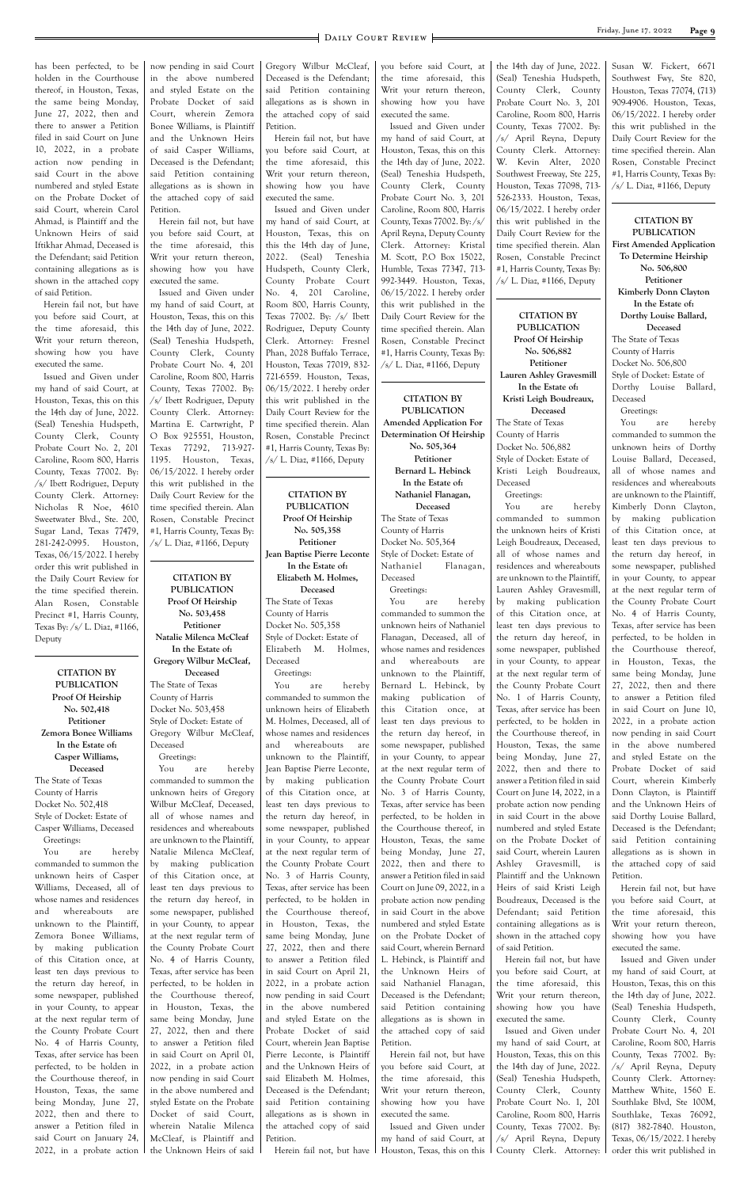has been perfected, to be holden in the Courthouse thereof, in Houston, Texas, the same being Monday, June 27, 2022, then and there to answer a Petition filed in said Court on June 10, 2022, in a probate action now pending in said Court in the above numbered and styled Estate on the Probate Docket of said Court, wherein Carol Ahmad, is Plaintiff and the Unknown Heirs of said Iftikhar Ahmad, Deceased is the Defendant; said Petition containing allegations as is shown in the attached copy of said Petition.

Herein fail not, but have you before said Court, at the time aforesaid, this Writ your return thereon, showing how you have executed the same.

Issued and Given under my hand of said Court, at Houston, Texas, this on this the 14th day of June, 2022. (Seal) Teneshia Hudspeth, County Clerk, County Probate Court No. 2, 201 Caroline, Room 800, Harris County, Texas 77002. By: /s/ Ibett Rodriguez, Deputy County Clerk. Attorney: Nicholas R Noe, 4610 Sweetwater Blvd., Ste. 200, Sugar Land, Texas 77479, 281-242-0995. Houston, Texas, 06/15/2022. I hereby order this writ published in the Daily Court Review for the time specified therein. Alan Rosen, Constable Precinct #1, Harris County, Texas By: /s/ L. Diaz, #1166, Deputy

---

**CITATION BY PUBLICATION**
**Proof Of Heirship**
**No. 502,418**
**Petitioner**
**Zemora Bonee Williams**
**In the Estate of:**
**Casper Williams,**
**Deceased**

The State of Texas
County of Harris
Docket No. 502,418
Style of Docket: Estate of Casper Williams, Deceased

Greetings:

You are hereby commanded to summon the unknown heirs of Casper Williams, Deceased, all of whose names and residences and whereabouts are unknown to the Plaintiff, Zemora Bonee Williams, by making publication of this Citation once, at least ten days previous to the return day hereof, in some newspaper, published in your County, to appear at the next regular term of the County Probate Court No. 4 of Harris County, Texas, after service has been perfected, to be holden in the Courthouse thereof, in Houston, Texas, the same being Monday, June 27, 2022, then and there to answer a Petition filed in said Court on January 24, 2022, in a probate action now pending in said Court in the above numbered and styled Estate on the Probate Docket of said Court, wherein Zemora Bonee Williams, is Plaintiff and the Unknown Heirs of said Casper Williams, Deceased is the Defendant; said Petition containing allegations as is shown in the attached copy of said Petition.

Herein fail not, but have you before said Court, at the time aforesaid, this Writ your return thereon, showing how you have executed the same.

Issued and Given under my hand of said Court, at Houston, Texas, this on this the 14th day of June, 2022. (Seal) Teneshia Hudspeth, County Clerk, County Probate Court No. 4, 201 Caroline, Room 800, Harris County, Texas 77002. By: /s/ Ibett Rodriguez, Deputy County Clerk. Attorney: Martina E. Cartwright, P O Box 925551, Houston, Texas 77292, 713-927-1195. Houston, Texas, 06/15/2022. I hereby order this writ published in the Daily Court Review for the time specified therein. Alan Rosen, Constable Precinct #1, Harris County, Texas By: /s/ L. Diaz, #1166, Deputy

---

**CITATION BY PUBLICATION**
**Proof Of Heirship**
**No. 503,458**
**Petitioner**
**Natalie Milenca McCleaf**
**In the Estate of:**
**Gregory Wilbur McCleaf,**
**Deceased**

The State of Texas
County of Harris
Docket No. 503,458
Style of Docket: Estate of Gregory Wilbur McCleaf, Deceased

Greetings:

You are hereby commanded to summon the unknown heirs of Gregory Wilbur McCleaf, Deceased, all of whose names and residences and whereabouts are unknown to the Plaintiff, Natalie Milenca McCleaf, by making publication of this Citation once, at least ten days previous to the return day hereof, in some newspaper, published in your County, to appear at the next regular term of the County Probate Court No. 4 of Harris County, Texas, after service has been perfected, to be holden in the Courthouse thereof, in Houston, Texas, the same being Monday, June 27, 2022, then and there to answer a Petition filed in said Court on April 01, 2022, in a probate action now pending in said Court in the above numbered and styled Estate on the Probate Docket of said Court, wherein Natalie Milenca McCleaf, is Plaintiff and the Unknown Heirs of said Gregory Wilbur McCleaf, Deceased is the Defendant; said Petition containing allegations as is shown in the attached copy of said Petition.

Herein fail not, but have you before said Court, at the time aforesaid, this Writ your return thereon, showing how you have executed the same.

Issued and Given under my hand of said Court, at Houston, Texas, this on this the 14th day of June, 2022. (Seal) Teneshia Hudspeth, County Clerk, County Probate Court No. 4, 201 Caroline, Room 800, Harris County, Texas 77002. By: /s/ Ibett Rodriguez, Deputy County Clerk. Attorney: Fresnel Phan, 2028 Buffalo Terrace, Houston, Texas 77019, 832-721-6559. Houston, Texas, 06/15/2022. I hereby order this writ published in the Daily Court Review for the time specified therein. Alan Rosen, Constable Precinct #1, Harris County, Texas By: /s/ L. Diaz, #1166, Deputy

---

**CITATION BY PUBLICATION**
**Proof Of Heirship**
**No. 505,358**
**Petitioner**
**Jean Baptise Pierre Leconte**
**In the Estate of:**
**Elizabeth M. Holmes,**
**Deceased**

The State of Texas
County of Harris
Docket No. 505,358
Style of Docket: Estate of Elizabeth M. Holmes, Deceased

Greetings:

You are hereby commanded to summon the unknown heirs of Elizabeth M. Holmes, Deceased, all of whose names and residences and whereabouts are unknown to the Plaintiff, Jean Baptise Pierre Leconte, by making publication of this Citation once, at least ten days previous to the return day hereof, in some newspaper, published in your County, to appear at the next regular term of the County Probate Court No. 3 of Harris County, Texas, after service has been perfected, to be holden in the Courthouse thereof, in Houston, Texas, the same being Monday, June 27, 2022, then and there to answer a Petition filed in said Court on April 21, 2022, in a probate action now pending in said Court in the above numbered and styled Estate on the Probate Docket of said Court, wherein Jean Baptise Pierre Leconte, is Plaintiff and the Unknown Heirs of said Elizabeth M. Holmes, Deceased is the Defendant; said Petition containing allegations as is shown in the attached copy of said Petition.

Herein fail not, but have you before said Court, at the time aforesaid, this Writ your return thereon, showing how you have executed the same.

Issued and Given under my hand of said Court, at Houston, Texas, this on this the 14th day of June, 2022. (Seal) Teneshia Hudspeth, County Clerk, County Probate Court No. 3, 201 Caroline, Room 800, Harris County, Texas 77002. By: /s/ April Reyna, Deputy County Clerk. Attorney: Kristal M. Scott, P.O Box 15022, Humble, Texas 77347, 713-992-3449. Houston, Texas, 06/15/2022. I hereby order this writ published in the Daily Court Review for the time specified therein. Alan Rosen, Constable Precinct #1, Harris County, Texas By: /s/ L. Diaz, #1166, Deputy

---

**CITATION BY PUBLICATION**
**Amended Application For Determination Of Heirship**
**No. 505,364**
**Petitioner**
**Bernard L. Hebinck**
**In the Estate of:**
**Nathaniel Flanagan,**
**Deceased**

The State of Texas
County of Harris
Docket No. 505,364
Style of Docket: Estate of Nathaniel Flanagan, Deceased

Greetings:

You are hereby commanded to summon the unknown heirs of Nathaniel Flanagan, Deceased, all of whose names and residences and whereabouts are unknown to the Plaintiff, Bernard L. Hebinck, by making publication of this Citation once, at least ten days previous to the return day hereof, in some newspaper, published in your County, to appear at the next regular term of the County Probate Court No. 3 of Harris County, Texas, after service has been perfected, to be holden in the Courthouse thereof, in Houston, Texas, the same being Monday, June 27, 2022, then and there to answer a Petition filed in said Court on June 09, 2022, in a probate action now pending in said Court in the above numbered and styled Estate on the Probate Docket of said Court, wherein Bernard L. Hebinck, is Plaintiff and the Unknown Heirs of said Nathaniel Flanagan, Deceased is the Defendant; said Petition containing allegations as is shown in the attached copy of said Petition.

Herein fail not, but have you before said Court, at the time aforesaid, this Writ your return thereon, showing how you have executed the same.

Issued and Given under my hand of said Court, at Houston, Texas, this on this the 14th day of June, 2022. (Seal) Teneshia Hudspeth, County Clerk, County Probate Court No. 3, 201 Caroline, Room 800, Harris County, Texas 77002. By: /s/ April Reyna, Deputy County Clerk. Attorney: W. Kevin Alter, 2020 Southwest Freeway, Ste 225, Houston, Texas 77098, 713-526-2333. Houston, Texas, 06/15/2022. I hereby order this writ published in the Daily Court Review for the time specified therein. Alan Rosen, Constable Precinct #1, Harris County, Texas By: /s/ L. Diaz, #1166, Deputy

---

**CITATION BY PUBLICATION**
**Proof Of Heirship**
**No. 506,882**
**Petitioner**
**Lauren Ashley Gravesmill**
**In the Estate of:**
**Kristi Leigh Boudreaux,**
**Deceased**

The State of Texas
County of Harris
Docket No. 506,882
Style of Docket: Estate of Kristi Leigh Boudreaux, Deceased

Greetings:

You are hereby commanded to summon the unknown heirs of Kristi Leigh Boudreaux, Deceased, all of whose names and residences and whereabouts are unknown to the Plaintiff, Lauren Ashley Gravesmill, by making publication of this Citation once, at least ten days previous to the return day hereof, in some newspaper, published in your County, to appear at the next regular term of the County Probate Court No. 1 of Harris County, Texas, after service has been perfected, to be holden in the Courthouse thereof, in Houston, Texas, the same being Monday, June 27, 2022, then and there to answer a Petition filed in said Court on June 14, 2022, in a probate action now pending in said Court in the above numbered and styled Estate on the Probate Docket of said Court, wherein Lauren Ashley Gravesmill, is Plaintiff and the Unknown Heirs of said Kristi Leigh Boudreaux, Deceased is the Defendant; said Petition containing allegations as is shown in the attached copy of said Petition.

Herein fail not, but have you before said Court, at the time aforesaid, this Writ your return thereon, showing how you have executed the same.

Issued and Given under my hand of said Court, at Houston, Texas, this on this the 14th day of June, 2022. (Seal) Teneshia Hudspeth, County Clerk, County Probate Court No. 1, 201 Caroline, Room 800, Harris County, Texas 77002. By: /s/ April Reyna, Deputy County Clerk. Attorney: Susan W. Fickert, 6671 Southwest Fwy, Ste 820, Houston, Texas 77074, (713) 909-4906. Houston, Texas, 06/15/2022. I hereby order this writ published in the Daily Court Review for the time specified therein. Alan Rosen, Constable Precinct #1, Harris County, Texas By: /s/ L. Diaz, #1166, Deputy

---

**CITATION BY PUBLICATION**
**First Amended Application To Determine Heirship**
**No. 506,800**
**Petitioner**
**Kimberly Donn Clayton**
**In the Estate of:**
**Dorthy Louise Ballard,**
**Deceased**

The State of Texas
County of Harris
Docket No. 506,800
Style of Docket: Estate of Dorthy Louise Ballard, Deceased

Greetings:

You are hereby commanded to summon the unknown heirs of Dorthy Louise Ballard, Deceased, all of whose names and residences and whereabouts are unknown to the Plaintiff, Kimberly Donn Clayton, by making publication of this Citation once, at least ten days previous to the return day hereof, in some newspaper, published in your County, to appear at the next regular term of the County Probate Court No. 4 of Harris County, Texas, after service has been perfected, to be holden in the Courthouse thereof, in Houston, Texas, the same being Monday, June 27, 2022, then and there to answer a Petition filed in said Court on June 10, 2022, in a probate action now pending in said Court in the above numbered and styled Estate on the Probate Docket of said Court, wherein Kimberly Donn Clayton, is Plaintiff and the Unknown Heirs of said Dorthy Louise Ballard, Deceased is the Defendant; said Petition containing allegations as is shown in the attached copy of said Petition.

Herein fail not, but have you before said Court, at the time aforesaid, this Writ your return thereon, showing how you have executed the same.

Issued and Given under my hand of said Court, at Houston, Texas, this on this the 14th day of June, 2022. (Seal) Teneshia Hudspeth, County Clerk, County Probate Court No. 4, 201 Caroline, Room 800, Harris County, Texas 77002. By: /s/ April Reyna, Deputy County Clerk. Attorney: Matthew White, 1560 E. Southlake Blvd, Ste 100M, Southlake, Texas 76092, (817) 382-7840. Houston, Texas, 06/15/2022. I hereby order this writ published in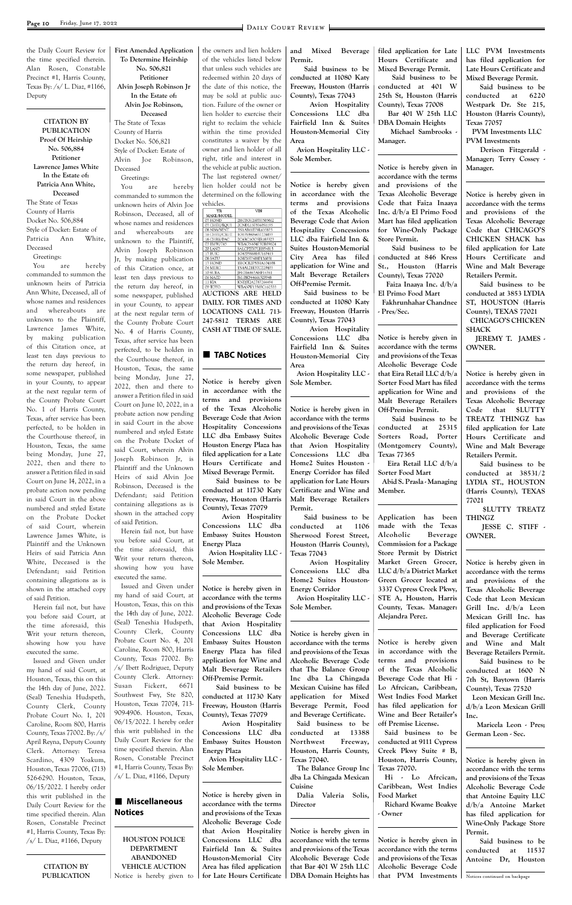the Daily Court Review for the time specified therein. Alan Rosen, Constable Precinct #1, Harris County, Texas By: /s/ L. Diaz, #1166, Deputy

**CITATION BY PUBLICATION**
**Proof Of Heirship**
**No. 506,884**
**Petitioner**
**Lawrence James White**
**In the Estate of:**
**Patricia Ann White, Deceased**

The State of Texas
County of Harris
Docket No. 506,884
Style of Docket: Estate of Patricia Ann White, Deceased

Greetings:

You are hereby commanded to summon the unknown heirs of Patricia Ann White, Deceased, all of whose names and residences and whereabouts are unknown to the Plaintiff, Lawrence James White, by making publication of this Citation once, at least ten days previous to the return day hereof, in some newspaper, published in your County, to appear at the next regular term of the County Probate Court No. 1 of Harris County, Texas, after service has been perfected, to be holden in the Courthouse thereof, in Houston, Texas, the same being Monday, June 27, 2022, then and there to answer a Petition filed in said Court on June 14, 2022, in a probate action now pending in said Court in the above numbered and styled Estate on the Probate Docket of said Court, wherein Lawrence James White, is Plaintiff and the Unknown Heirs of said Patricia Ann White, Deceased is the Defendant; said Petition containing allegations as is shown in the attached copy of said Petition.

Herein fail not, but have you before said Court, at the time aforesaid, this Writ your return thereon, showing how you have executed the same.

Issued and Given under my hand of said Court, at Houston, Texas, this on this the 14th day of June, 2022. (Seal) Teneshia Hudspeth, County Clerk, County Probate Court No. 1, 201 Caroline, Room 800, Harris County, Texas 77002. By: /s/ April Reyna, Deputy County Clerk. Attorney: Teresa Scardino, 4309 Yoakum, Houston, Texas 77006, (713) 526-6290. Houston, Texas, 06/15/2022. I hereby order this writ published in the Daily Court Review for the time specified therein. Alan Rosen, Constable Precinct #1, Harris County, Texas By: /s/ L. Diaz, #1166, Deputy

**CITATION BY PUBLICATION**
**First Amended Application To Determine Heirship**
**No. 506,821**
**Petitioner**
**Alvin Joseph Robinson Jr**
**In the Estate of:**
**Alvin Joe Robinson, Deceased**

The State of Texas
County of Harris
Docket No. 506,821
Style of Docket: Estate of Alvin Joe Robinson, Deceased

Greetings:

You are hereby commanded to summon the unknown heirs of Alvin Joe Robinson, Deceased, all of whose names and residences and whereabouts are unknown to the Plaintiff, Alvin Joseph Robinson Jr, by making publication of this Citation once, at least ten days previous to the return day hereof, in some newspaper, published in your County, to appear at the next regular term of the County Probate Court No. 4 of Harris County, Texas, after service has been perfected, to be holden in the Courthouse thereof, in Houston, Texas, the same being Monday, June 27, 2022, then and there to answer a Petition filed in said Court on June 10, 2022, in a probate action now pending in said Court in the above numbered and styled Estate on the Probate Docket of said Court, wherein Alvin Joseph Robinson Jr, is Plaintiff and the Unknown Heirs of said Alvin Joe Robinson, Deceased is the Defendant; said Petition containing allegations as is shown in the attached copy of said Petition.

Herein fail not, but have you before said Court, at the time aforesaid, this Writ your return thereon, showing how you have executed the same.

Issued and Given under my hand of said Court, at Houston, Texas, this on this the 14th day of June, 2022. (Seal) Teneshia Hudspeth, County Clerk, County Probate Court No. 4, 201 Caroline, Room 800, Harris County, Texas 77002. By: /s/ Ibett Rodriguez, Deputy County Clerk. Attorney: Susan Fickert, 6671 Southwest Fwy, Ste 820, Houston, Texas 77074, 713-909-4906. Houston, Texas, 06/15/2022. I hereby order this writ published in the Daily Court Review for the time specified therein. Alan Rosen, Constable Precinct #1, Harris County, Texas By: /s/ L. Diaz, #1166, Deputy

## Miscellaneous Notices

**HOUSTON POLICE DEPARTMENT ABANDONED VEHICLE AUCTION**

Notice is hereby given to the owners and lien holders of the vehicles listed below that unless such vehicles are redeemed within 20 days of the date of this notice, the may be sold at public auction. Failure of the owner or lien holder to exercise their right to reclaim the vehicle within the time provided constitutes a waiver by the owner and lien holder of all right, title and interest in the vehicle at public auction. The last registered owner/lien holder could not be determined on the following vehicles.

| YR MAKE/MODEL | VIN |
|---|---|
| 07 HOND | 2HGFG12887H509812 |
| 07 CHEV/EQUI | 2CNDL13F876051195 |
| 08 NISS/SENT | 3N1AB61E78L633815 |
| 16 CHEV/CRUZ | 1G1PE5SB6G7228831 |
| 18 CHRY/PAC | 2C4RC1CG5JR183323 |
| 07 BMW/745 | WBAGN63487DR09024 |
| 20 LAND | SALCP2FX7LH854815 |
| 17 BUIC | 1G4ZP5SS8HU163415 |
| 08 SATU | 1G8ZS57N08F136051 |
| 17 HOND | 1HGCR2F50HA104108 |
| 04 MERC | 1N4AL21E57C239401 |
| 10 SUBA | JF1GH6B63AH814361 |
| 16 MAZD | JM1BM1M31G1327948 |
| 11 KIA | KNDJT2A27B7264494 |
| 09 TOYO | WBASN4C56DC162533 |

**AUCTIONS ARE HELD DAILY. FOR TIMES AND LOCATIONS CALL 713-247-5812 TERMS ARE CASH AT TIME OF SALE.**

## TABC Notices

**Notice is hereby given in accordance with the terms and provisions of the Texas Alcoholic Beverage Code that Avion Hospitality Concessions LLC dba Embassy Suites Houston Energy Plaza has filed application for a Late Hours Certificate and Mixed Beverage Permit.**

Said business to be conducted at 11730 Katy Freeway, Houston (Harris County), Texas 77079

Avion Hospitality Concessions LLC dba Embassy Suites Houston Energy Plaza

Avion Hospitality LLC - Sole Member.

**Notice is hereby given in accordance with the terms and provisions of the Texas Alcoholic Beverage Code that Avion Hospitality Concessions LLC dba Embassy Suites Houston Energy Plaza has filed application for Wine and Malt Beverage Retailers Off-Premise Permit.**

Said business to be conducted at 11730 Katy Freeway, Houston (Harris County), Texas 77079

Avion Hospitality Concessions LLC dba Embassy Suites Houston Energy Plaza

Avion Hospitality LLC - Sole Member.

**Notice is hereby given in accordance with the terms and provisions of the Texas Alcoholic Beverage Code that Avion Hospitality Concessions LLC dba Fairfield Inn & Suites Houston-Memorial City Area has filed application for Late Hours Certificate and Mixed Beverage Permit.**

Said business to be conducted at 11080 Katy Freeway, Houston (Harris County), Texas 77043

Avion Hospitality Concessions LLC dba Fairfield Inn & Suites Houston-Memorial City Area

Avion Hospitality LLC - Sole Member.

**Notice is hereby given in accordance with the terms and provisions of the Texas Alcoholic Beverage Code that Avion Hospitality Concessions LLC dba Fairfield Inn & Suites Houston-Memorial City Area has filed application for Wine and Malt Beverage Retailers Off-Premise Permit.**

Said business to be conducted at 11080 Katy Freeway, Houston (Harris County), Texas 77043

Avion Hospitality Concessions LLC dba Fairfield Inn & Suites Houston-Memorial City Area

Avion Hospitality LLC - Sole Member.

**Notice is hereby given in accordance with the terms and provisions of the Texas Alcoholic Beverage Code that Avion Hospitality Concessions LLC dba Home2 Suites Houston - Energy Corridor has filed application for Late Hours Certificate and Wine and Malt Beverage Retailers Permit.**

Said business to be conducted at 1106 Sherwood Forest Street, Houston (Harris County), Texas 77043

Avion Hospitality Concessions LLC dba Home2 Suites Houston-Energy Corridor

Avion Hospitality LLC - Sole Member.

**Notice is hereby given in accordance with the terms and provisions of the Texas Alcoholic Beverage Code that The Balance Group Inc dba La Chingada Mexican Cuisine has filed application for Mixed Beverage Permit, Food and Beverage Certificate.**

Said business to be conducted at 13388 Northwest Freeway, Houston, Harris County, Texas 77040.

The Balance Group Inc dba La Chingada Mexican Cuisine

Dalia Valeria Solis, Director

**Notice is hereby given in accordance with the terms and provisions of the Texas Alcoholic Beverage Code that Bar 401 W 25th LLC DBA Domain Heights has filed application for Late Hours Certificate and Mixed Beverage Permit.**

Said business to be conducted at 401 W 25th St, Houston (Harris County), Texas 77008

Bar 401 W 25th LLC DBA Domain Heights

Michael Sambrooks - Manager.

**Notice is hereby given in accordance with the terms and provisions of the Texas Alcoholic Beverage Code that Faiza Inaaya Inc. d/b/a El Primo Food Mart has filed application for Wine-Only Package Store Permit.**

Said business to be conducted at 846 Kress St., Houston (Harris County), Texas 77020

Faiza Inaaya Inc. d/b/a El Primo Food Mart

Fakhrunhahar Chandnee - Pres/Sec.

**Notice is hereby given in accordance with the terms and provisions of the Texas Alcoholic Beverage Code that Eira Retail LLC d/b/a Sorter Food Mart has filed application for Wine and Malt Beverage Retailers Off-Premise Permit.**

Said business to be conducted at 25315 Sorters Road, Porter (Montgomery County), Texas 77365

Eira Retail LLC d/b/a Sorter Food Mart

Abid S. Prasla - Managing Member.

**Application has been made with the Texas Alcoholic Beverage Commission for a Package Store Permit by District Market Green Grocer, LLC d/b/a District Market Green Grocer located at 3337 Cypress Creek Pkwy, STE A, Houston, Harris County, Texas. Manager: Alejandra Perez.**

**Notice is hereby given in accordance with the terms and provisions of the Texas Alcoholic Beverage Code that Hi - Lo Africcan, Caribbean, West Indies Food Market has filed application for Wine and Beer Retailer's off Premise License.**

Said business to be conducted at 9111 Cypress Creek Pkwy Suite # B, Houston, Harris County, Texas 77070.

Hi - Lo Africcan, Caribbean, West Indies Food Market

Richard Kwame Boakye - Owner

**Notice is hereby given in accordance with the terms and provisions of the Texas Alcoholic Beverage Code that PVM Investments LLC PVM Investments has filed application for Late Hours Certificate and Mixed Beverage Permit.**

Said business to be conducted at 6220 Westpark Dr. Ste 215, Houston (Harris County), Texas 77057

PVM Investments LLC PVM Investments

Derison Fitzgerald - Manager; Terry Cossey - Manager.

**Notice is hereby given in accordance with the terms and provisions of the Texas Alcoholic Beverage Code that CHICAGO'S CHICKEN SHACK has filed application for Late Hours Certificate and Wine and Malt Beverage Retailers Permit.**

Said business to be conducted at 3853 LYDIA ST, HOUSTON (Harris County), TEXAS 77021

CHICAGO'S CHICKEN SHACK

JEREMY T. JAMES - OWNER.

**Notice is hereby given in accordance with the terms and provisions of the Texas Alcoholic Beverage Code that $LUTTY TREATZ THINGZ has filed application for Late Hours Certificate and Wine and Malt Beverage Retailers Permit.**

Said business to be conducted at 38531/2 LYDIA ST., HOUSTON (Harris County), TEXAS 77021

$LUTTY TREATZ THINGZ

JESSE C. STIFF - OWNER.

**Notice is hereby given in accordance with the terms and provisions of the Texas Alcoholic Beverage Code that Leon Mexican Grill Inc. d/b/a Leon Mexican Grill Inc. has filed application for Food and Beverage Certificate and Wine and Malt Beverage Retailers Permit.**

Said business to be conducted at 1600 N 7th St, Baytown (Harris County), Texas 77520

Leon Mexican Grill Inc. d/b/a Leon Mexican Grill Inc.

Maricela Leon - Pres; German Leon - Sec.

**Notice is hereby given in accordance with the terms and provisions of the Texas Alcoholic Beverage Code that Antoine Equity LLC d/b/a Antoine Market has filed application for Wine-Only Package Store Permit.**

Said business to be conducted at 11537 Antoine Dr, Houston

Notices continued on backpage